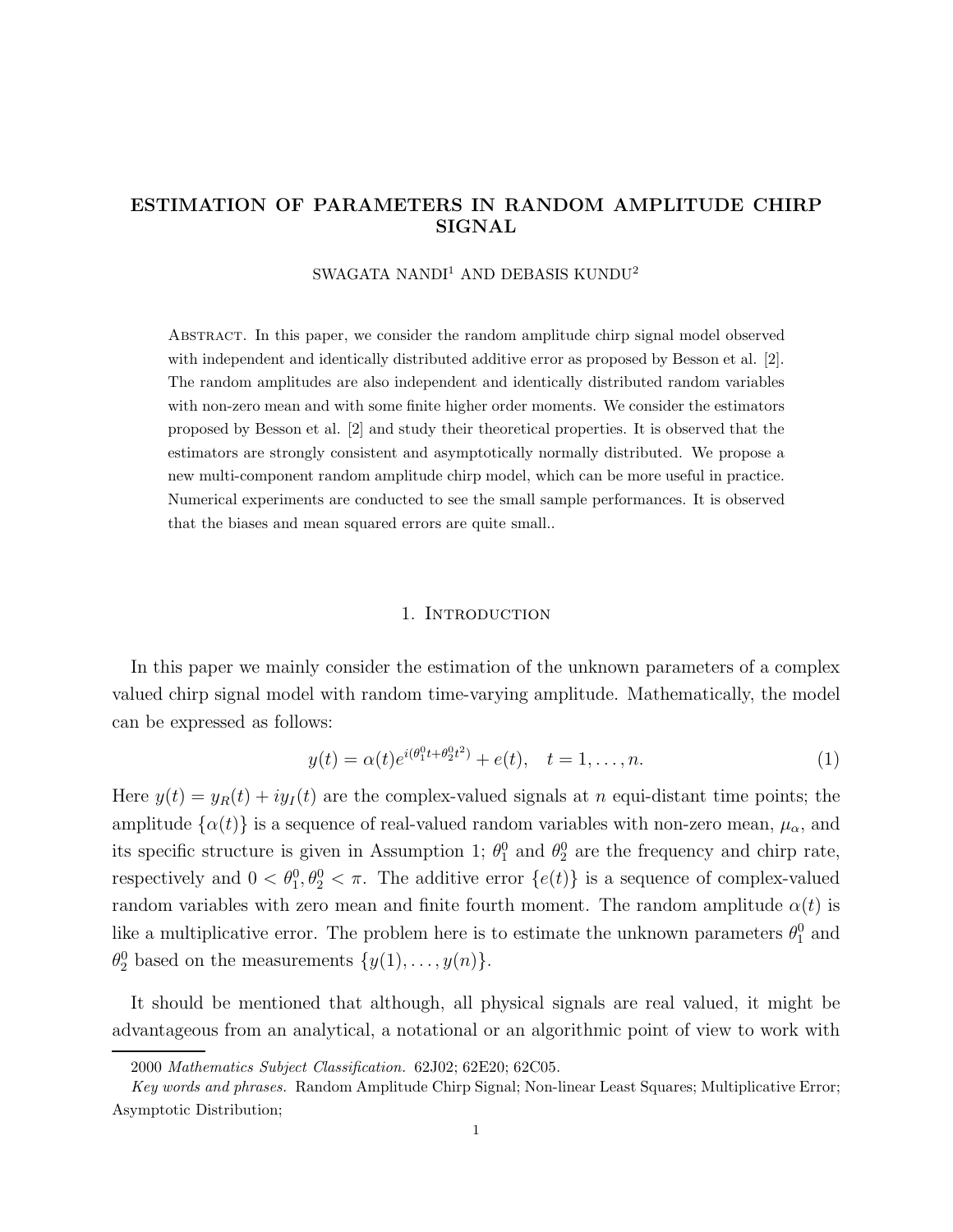# ESTIMATION OF PARAMETERS IN RANDOM AMPLITUDE CHIRP SIGNAL

SWAGATA NANDI[1] AND DEBASIS KUNDU[2]

Abstract. In this paper, we consider the random amplitude chirp signal model observed with independent and identically distributed additive error as proposed by Besson et al. [2]. The random amplitudes are also independent and identically distributed random variables with non-zero mean and with some finite higher order moments. We consider the estimators proposed by Besson et al. [2] and study their theoretical properties. It is observed that the estimators are strongly consistent and asymptotically normally distributed. We propose a new multi-component random amplitude chirp model, which can be more useful in practice. Numerical experiments are conducted to see the small sample performances. It is observed that the biases and mean squared errors are quite small..

## 1. Introduction

In this paper we mainly consider the estimation of the unknown parameters of a complex valued chirp signal model with random time-varying amplitude. Mathematically, the model can be expressed as follows:

$$y(t) = \alpha(t)e^{i(\theta_1^0 t + \theta_2^0 t^2)} + e(t), \quad t = 1, \ldots, n. \tag{1}$$

Here $y(t) = y_R(t) + iy_I(t)$ are the complex-valued signals at $n$ equi-distant time points; the amplitude $\{\alpha(t)\}$ is a sequence of real-valued random variables with non-zero mean, $\mu_\alpha$, and its specific structure is given in Assumption 1; $\theta_1^0$ and $\theta_2^0$ are the frequency and chirp rate, respectively and $0 < \theta_1^0, \theta_2^0 < \pi$. The additive error $\{e(t)\}$ is a sequence of complex-valued random variables with zero mean and finite fourth moment. The random amplitude $\alpha(t)$ is like a multiplicative error. The problem here is to estimate the unknown parameters $\theta_1^0$ and $\theta_2^0$ based on the measurements $\{y(1), \ldots, y(n)\}$.

It should be mentioned that although, all physical signals are real valued, it might be advantageous from an analytical, a notational or an algorithmic point of view to work with

2000 *Mathematics Subject Classification.* 62J02; 62E20; 62C05.

*Key words and phrases.* Random Amplitude Chirp Signal; Non-linear Least Squares; Multiplicative Error; Asymptotic Distribution;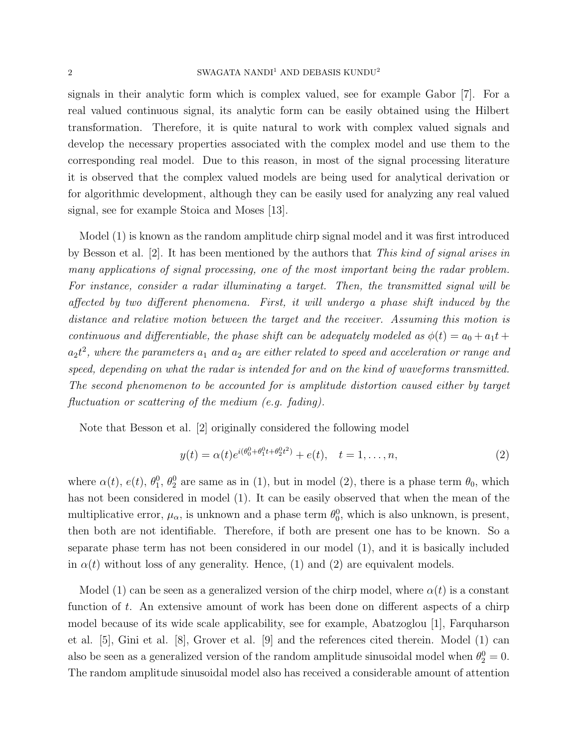signals in their analytic form which is complex valued, see for example Gabor [7]. For a real valued continuous signal, its analytic form can be easily obtained using the Hilbert transformation. Therefore, it is quite natural to work with complex valued signals and develop the necessary properties associated with the complex model and use them to the corresponding real model. Due to this reason, in most of the signal processing literature it is observed that the complex valued models are being used for analytical derivation or for algorithmic development, although they can be easily used for analyzing any real valued signal, see for example Stoica and Moses [13].

Model (1) is known as the random amplitude chirp signal model and it was first introduced by Besson et al. [2]. It has been mentioned by the authors that *This kind of signal arises in many applications of signal processing, one of the most important being the radar problem. For instance, consider a radar illuminating a target. Then, the transmitted signal will be affected by two different phenomena. First, it will undergo a phase shift induced by the distance and relative motion between the target and the receiver. Assuming this motion is continuous and differentiable, the phase shift can be adequately modeled as $\phi(t) = a_0 + a_1 t + a_2 t^2$, where the parameters $a_1$ and $a_2$ are either related to speed and acceleration or range and speed, depending on what the radar is intended for and on the kind of waveforms transmitted. The second phenomenon to be accounted for is amplitude distortion caused either by target fluctuation or scattering of the medium (e.g. fading).*

Note that Besson et al. [2] originally considered the following model

$$y(t) = \alpha(t) e^{i(\theta_0^0 + \theta_1^0 t + \theta_2^0 t^2)} + e(t), \quad t = 1, \ldots, n, \tag{2}$$

where $\alpha(t)$, $e(t)$, $\theta_1^0$, $\theta_2^0$ are same as in (1), but in model (2), there is a phase term $\theta_0$, which has not been considered in model (1). It can be easily observed that when the mean of the multiplicative error, $\mu_\alpha$, is unknown and a phase term $\theta_0^0$, which is also unknown, is present, then both are not identifiable. Therefore, if both are present one has to be known. So a separate phase term has not been considered in our model (1), and it is basically included in $\alpha(t)$ without loss of any generality. Hence, (1) and (2) are equivalent models.

Model (1) can be seen as a generalized version of the chirp model, where $\alpha(t)$ is a constant function of $t$. An extensive amount of work has been done on different aspects of a chirp model because of its wide scale applicability, see for example, Abatzoglou [1], Farquharson et al. [5], Gini et al. [8], Grover et al. [9] and the references cited therein. Model (1) can also be seen as a generalized version of the random amplitude sinusoidal model when $\theta_2^0 = 0$. The random amplitude sinusoidal model also has received a considerable amount of attention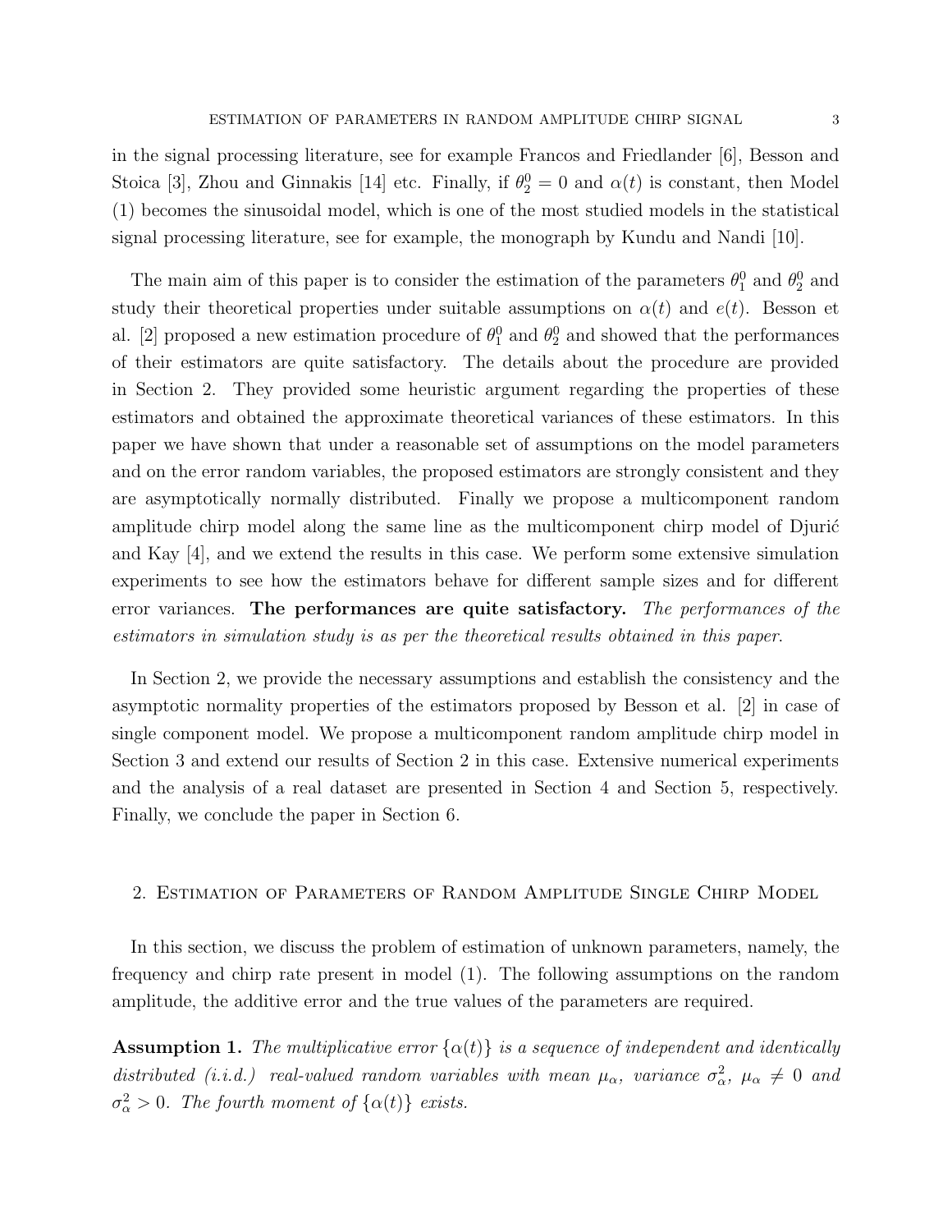in the signal processing literature, see for example Francos and Friedlander [6], Besson and Stoica [3], Zhou and Ginnakis [14] etc. Finally, if $\theta_2^0 = 0$ and $\alpha(t)$ is constant, then Model (1) becomes the sinusoidal model, which is one of the most studied models in the statistical signal processing literature, see for example, the monograph by Kundu and Nandi [10].

The main aim of this paper is to consider the estimation of the parameters $\theta_1^0$ and $\theta_2^0$ and study their theoretical properties under suitable assumptions on $\alpha(t)$ and $e(t)$. Besson et al. [2] proposed a new estimation procedure of $\theta_1^0$ and $\theta_2^0$ and showed that the performances of their estimators are quite satisfactory. The details about the procedure are provided in Section 2. They provided some heuristic argument regarding the properties of these estimators and obtained the approximate theoretical variances of these estimators. In this paper we have shown that under a reasonable set of assumptions on the model parameters and on the error random variables, the proposed estimators are strongly consistent and they are asymptotically normally distributed. Finally we propose a multicomponent random amplitude chirp model along the same line as the multicomponent chirp model of Djurić and Kay [4], and we extend the results in this case. We perform some extensive simulation experiments to see how the estimators behave for different sample sizes and for different error variances. **The performances are quite satisfactory.** *The performances of the estimators in simulation study is as per the theoretical results obtained in this paper.*

In Section 2, we provide the necessary assumptions and establish the consistency and the asymptotic normality properties of the estimators proposed by Besson et al. [2] in case of single component model. We propose a multicomponent random amplitude chirp model in Section 3 and extend our results of Section 2 in this case. Extensive numerical experiments and the analysis of a real dataset are presented in Section 4 and Section 5, respectively. Finally, we conclude the paper in Section 6.

## 2. Estimation of Parameters of Random Amplitude Single Chirp Model

In this section, we discuss the problem of estimation of unknown parameters, namely, the frequency and chirp rate present in model (1). The following assumptions on the random amplitude, the additive error and the true values of the parameters are required.

**Assumption 1.** *The multiplicative error $\{\alpha(t)\}$ is a sequence of independent and identically distributed (i.i.d.) real-valued random variables with mean $\mu_\alpha$, variance $\sigma_\alpha^2$, $\mu_\alpha \neq 0$ and $\sigma_\alpha^2 > 0$. The fourth moment of $\{\alpha(t)\}$ exists.*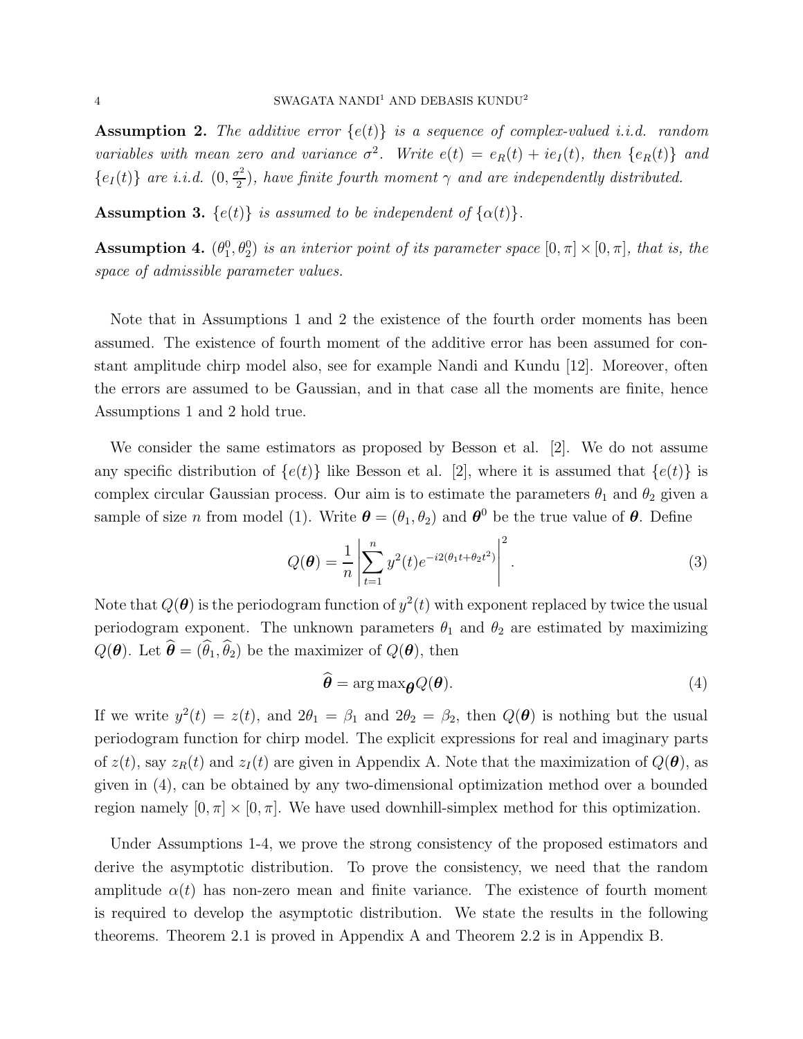**Assumption 2.** *The additive error $\{e(t)\}$ is a sequence of complex-valued i.i.d. random variables with mean zero and variance $\sigma^2$. Write $e(t) = e_R(t) + ie_I(t)$, then $\{e_R(t)\}$ and $\{e_I(t)\}$ are i.i.d. $(0, \frac{\sigma^2}{2})$, have finite fourth moment $\gamma$ and are independently distributed.*

**Assumption 3.** *$\{e(t)\}$ is assumed to be independent of $\{\alpha(t)\}$.*

**Assumption 4.** *$(\theta_1^0, \theta_2^0)$ is an interior point of its parameter space $[0, \pi] \times [0, \pi]$, that is, the space of admissible parameter values.*

Note that in Assumptions 1 and 2 the existence of the fourth order moments has been assumed. The existence of fourth moment of the additive error has been assumed for constant amplitude chirp model also, see for example Nandi and Kundu [12]. Moreover, often the errors are assumed to be Gaussian, and in that case all the moments are finite, hence Assumptions 1 and 2 hold true.

We consider the same estimators as proposed by Besson et al. [2]. We do not assume any specific distribution of $\{e(t)\}$ like Besson et al. [2], where it is assumed that $\{e(t)\}$ is complex circular Gaussian process. Our aim is to estimate the parameters $\theta_1$ and $\theta_2$ given a sample of size $n$ from model (1). Write $\boldsymbol{\theta} = (\theta_1, \theta_2)$ and $\boldsymbol{\theta}^0$ be the true value of $\boldsymbol{\theta}$. Define

$$Q(\boldsymbol{\theta}) = \frac{1}{n} \left| \sum_{t=1}^{n} y^2(t) e^{-i2(\theta_1 t + \theta_2 t^2)} \right|^2. \tag{3}$$

Note that $Q(\boldsymbol{\theta})$ is the periodogram function of $y^2(t)$ with exponent replaced by twice the usual periodogram exponent. The unknown parameters $\theta_1$ and $\theta_2$ are estimated by maximizing $Q(\boldsymbol{\theta})$. Let $\widehat{\boldsymbol{\theta}} = (\widehat{\theta}_1, \widehat{\theta}_2)$ be the maximizer of $Q(\boldsymbol{\theta})$, then

$$\widehat{\boldsymbol{\theta}} = \arg\max_{\boldsymbol{\theta}} Q(\boldsymbol{\theta}). \tag{4}$$

If we write $y^2(t) = z(t)$, and $2\theta_1 = \beta_1$ and $2\theta_2 = \beta_2$, then $Q(\boldsymbol{\theta})$ is nothing but the usual periodogram function for chirp model. The explicit expressions for real and imaginary parts of $z(t)$, say $z_R(t)$ and $z_I(t)$ are given in Appendix A. Note that the maximization of $Q(\boldsymbol{\theta})$, as given in (4), can be obtained by any two-dimensional optimization method over a bounded region namely $[0, \pi] \times [0, \pi]$. We have used downhill-simplex method for this optimization.

Under Assumptions 1-4, we prove the strong consistency of the proposed estimators and derive the asymptotic distribution. To prove the consistency, we need that the random amplitude $\alpha(t)$ has non-zero mean and finite variance. The existence of fourth moment is required to develop the asymptotic distribution. We state the results in the following theorems. Theorem 2.1 is proved in Appendix A and Theorem 2.2 is in Appendix B.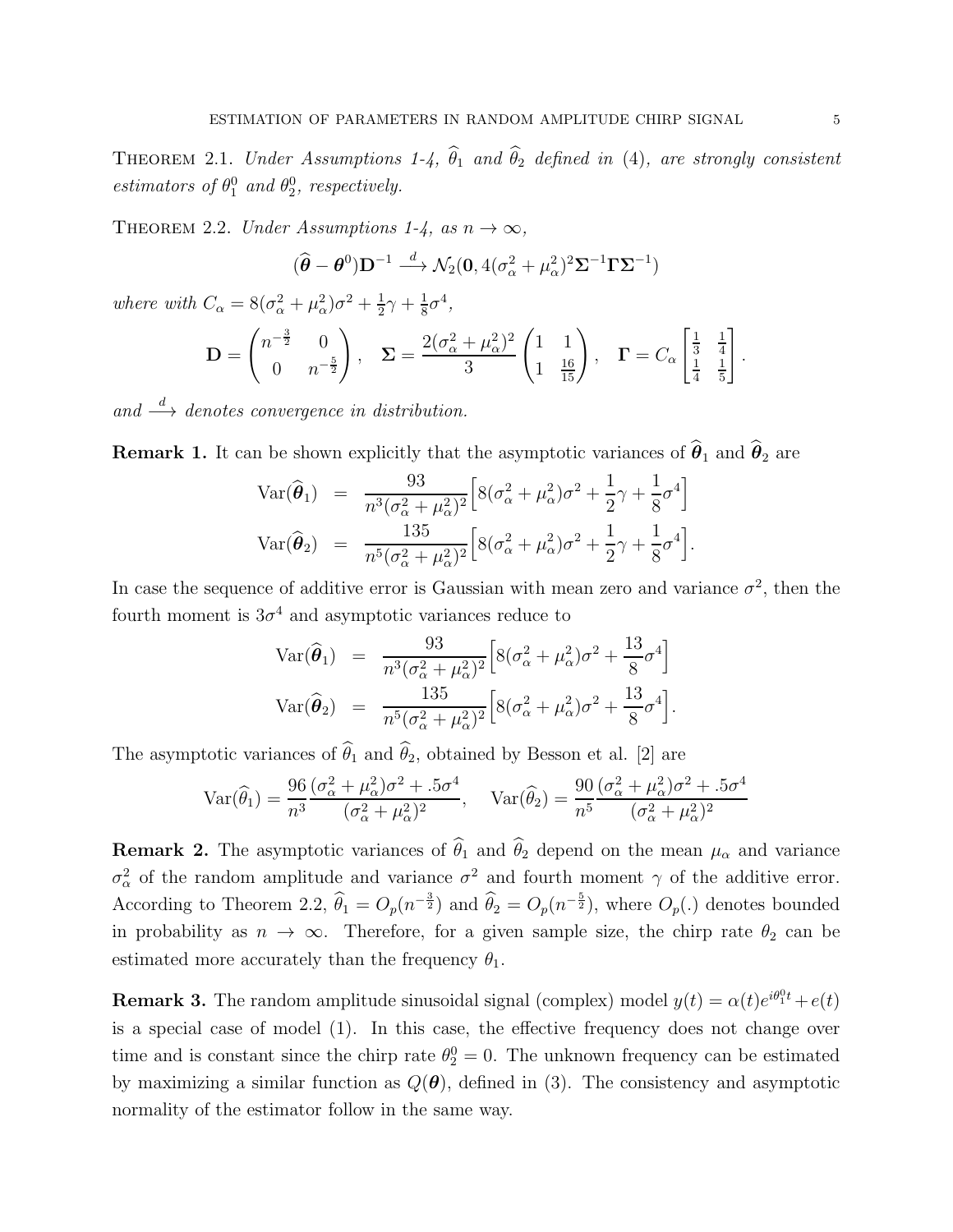THEOREM 2.1. *Under Assumptions 1-4, $\widehat{\theta}_1$ and $\widehat{\theta}_2$ defined in (4), are strongly consistent estimators of $\theta_1^0$ and $\theta_2^0$, respectively.*

THEOREM 2.2. *Under Assumptions 1-4, as $n \to \infty$,*

$$(\widehat{\boldsymbol{\theta}} - \boldsymbol{\theta}^0)\mathbf{D}^{-1} \xrightarrow{d} \mathcal{N}_2(\mathbf{0}, 4(\sigma_\alpha^2 + \mu_\alpha^2)^2 \boldsymbol{\Sigma}^{-1}\boldsymbol{\Gamma}\boldsymbol{\Sigma}^{-1})$$

*where with $C_\alpha = 8(\sigma_\alpha^2 + \mu_\alpha^2)\sigma^2 + \frac{1}{2}\gamma + \frac{1}{8}\sigma^4$,*

$$\mathbf{D} = \begin{pmatrix} n^{-\frac{3}{2}} & 0 \\ 0 & n^{-\frac{5}{2}} \end{pmatrix}, \quad \boldsymbol{\Sigma} = \frac{2(\sigma_\alpha^2 + \mu_\alpha^2)^2}{3}\begin{pmatrix} 1 & 1 \\ 1 & \frac{16}{15} \end{pmatrix}, \quad \boldsymbol{\Gamma} = C_\alpha \begin{bmatrix} \frac{1}{3} & \frac{1}{4} \\ \frac{1}{4} & \frac{1}{5} \end{bmatrix}.$$

*and $\xrightarrow{d}$ denotes convergence in distribution.*

**Remark 1.** It can be shown explicitly that the asymptotic variances of $\widehat{\boldsymbol{\theta}}_1$ and $\widehat{\boldsymbol{\theta}}_2$ are

$$\begin{aligned} \text{Var}(\widehat{\boldsymbol{\theta}}_1) &= \frac{93}{n^3(\sigma_\alpha^2 + \mu_\alpha^2)^2}\Big[8(\sigma_\alpha^2 + \mu_\alpha^2)\sigma^2 + \frac{1}{2}\gamma + \frac{1}{8}\sigma^4\Big] \\ \text{Var}(\widehat{\boldsymbol{\theta}}_2) &= \frac{135}{n^5(\sigma_\alpha^2 + \mu_\alpha^2)^2}\Big[8(\sigma_\alpha^2 + \mu_\alpha^2)\sigma^2 + \frac{1}{2}\gamma + \frac{1}{8}\sigma^4\Big]. \end{aligned}$$

In case the sequence of additive error is Gaussian with mean zero and variance $\sigma^2$, then the fourth moment is $3\sigma^4$ and asymptotic variances reduce to

$$\begin{aligned} \text{Var}(\widehat{\boldsymbol{\theta}}_1) &= \frac{93}{n^3(\sigma_\alpha^2 + \mu_\alpha^2)^2}\Big[8(\sigma_\alpha^2 + \mu_\alpha^2)\sigma^2 + \frac{13}{8}\sigma^4\Big] \\ \text{Var}(\widehat{\boldsymbol{\theta}}_2) &= \frac{135}{n^5(\sigma_\alpha^2 + \mu_\alpha^2)^2}\Big[8(\sigma_\alpha^2 + \mu_\alpha^2)\sigma^2 + \frac{13}{8}\sigma^4\Big]. \end{aligned}$$

The asymptotic variances of $\widehat{\theta}_1$ and $\widehat{\theta}_2$, obtained by Besson et al. [2] are

$$\text{Var}(\widehat{\theta}_1) = \frac{96}{n^3}\frac{(\sigma_\alpha^2 + \mu_\alpha^2)\sigma^2 + .5\sigma^4}{(\sigma_\alpha^2 + \mu_\alpha^2)^2}, \quad \text{Var}(\widehat{\theta}_2) = \frac{90}{n^5}\frac{(\sigma_\alpha^2 + \mu_\alpha^2)\sigma^2 + .5\sigma^4}{(\sigma_\alpha^2 + \mu_\alpha^2)^2}$$

**Remark 2.** The asymptotic variances of $\widehat{\theta}_1$ and $\widehat{\theta}_2$ depend on the mean $\mu_\alpha$ and variance $\sigma_\alpha^2$ of the random amplitude and variance $\sigma^2$ and fourth moment $\gamma$ of the additive error. According to Theorem 2.2, $\widehat{\theta}_1 = O_p(n^{-\frac{3}{2}})$ and $\widehat{\theta}_2 = O_p(n^{-\frac{5}{2}})$, where $O_p(.)$ denotes bounded in probability as $n \to \infty$. Therefore, for a given sample size, the chirp rate $\theta_2$ can be estimated more accurately than the frequency $\theta_1$.

**Remark 3.** The random amplitude sinusoidal signal (complex) model $y(t) = \alpha(t)e^{i\theta_1^0 t} + e(t)$ is a special case of model (1). In this case, the effective frequency does not change over time and is constant since the chirp rate $\theta_2^0 = 0$. The unknown frequency can be estimated by maximizing a similar function as $Q(\boldsymbol{\theta})$, defined in (3). The consistency and asymptotic normality of the estimator follow in the same way.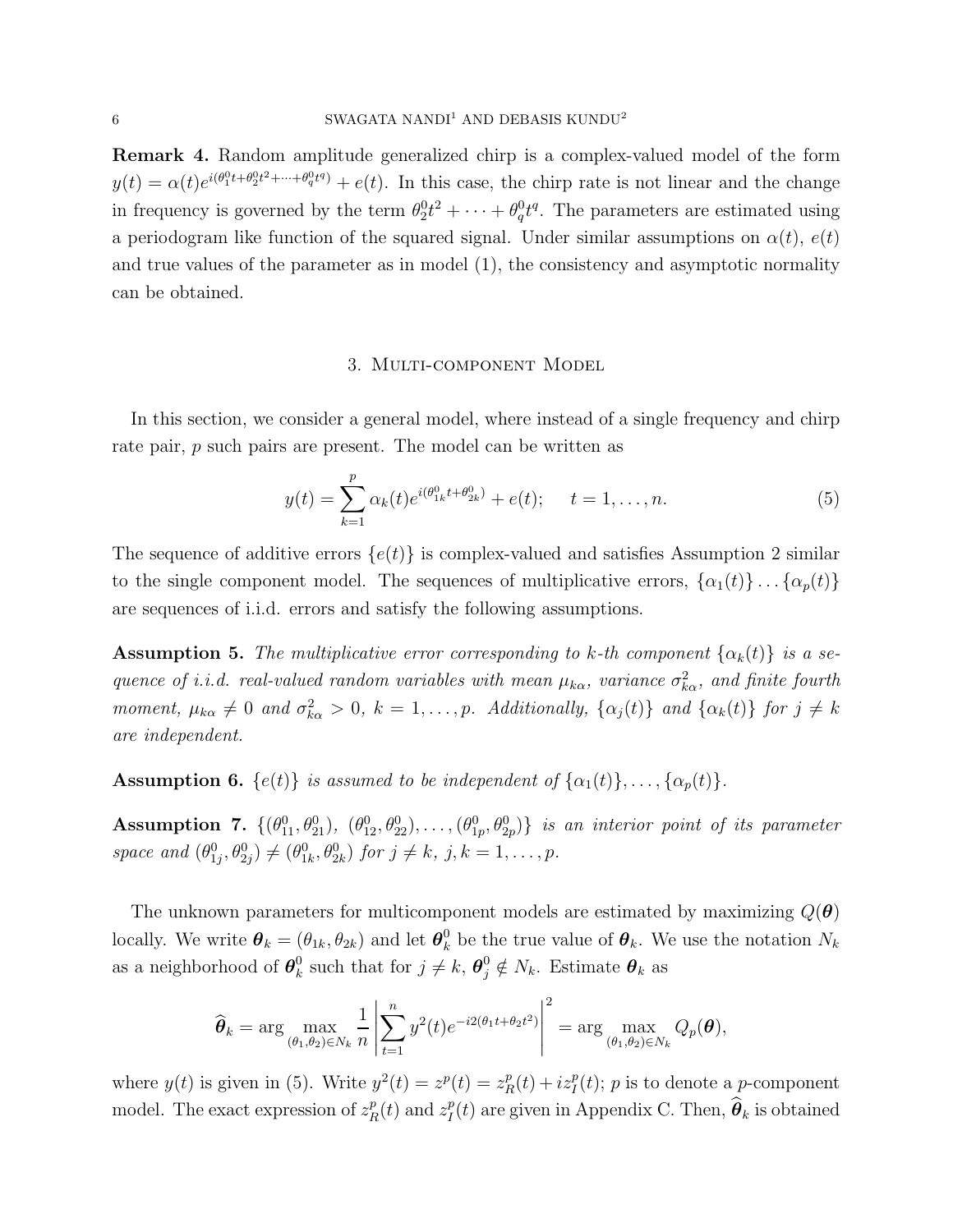**Remark 4.** Random amplitude generalized chirp is a complex-valued model of the form $y(t) = \alpha(t)e^{i(\theta_1^0 t+\theta_2^0 t^2+\cdots+\theta_q^0 t^q)} + e(t)$. In this case, the chirp rate is not linear and the change in frequency is governed by the term $\theta_2^0 t^2 + \cdots + \theta_q^0 t^q$. The parameters are estimated using a periodogram like function of the squared signal. Under similar assumptions on $\alpha(t)$, $e(t)$ and true values of the parameter as in model (1), the consistency and asymptotic normality can be obtained.

## 3. Multi-component Model

In this section, we consider a general model, where instead of a single frequency and chirp rate pair, $p$ such pairs are present. The model can be written as

$$y(t) = \sum_{k=1}^{p} \alpha_k(t)e^{i(\theta_{1k}^0 t+\theta_{2k}^0)} + e(t); \quad t = 1, \ldots, n. \tag{5}$$

The sequence of additive errors $\{e(t)\}$ is complex-valued and satisfies Assumption 2 similar to the single component model. The sequences of multiplicative errors, $\{\alpha_1(t)\} \ldots \{\alpha_p(t)\}$ are sequences of i.i.d. errors and satisfy the following assumptions.

**Assumption 5.** *The multiplicative error corresponding to k-th component $\{\alpha_k(t)\}$ is a sequence of i.i.d. real-valued random variables with mean $\mu_{k\alpha}$, variance $\sigma_{k\alpha}^2$, and finite fourth moment, $\mu_{k\alpha} \neq 0$ and $\sigma_{k\alpha}^2 > 0$, $k = 1, \ldots, p$. Additionally, $\{\alpha_j(t)\}$ and $\{\alpha_k(t)\}$ for $j \neq k$ are independent.*

**Assumption 6.** *$\{e(t)\}$ is assumed to be independent of $\{\alpha_1(t)\}, \ldots, \{\alpha_p(t)\}$.*

**Assumption 7.** *$\{(\theta_{11}^0, \theta_{21}^0),\ (\theta_{12}^0, \theta_{22}^0), \ldots, (\theta_{1p}^0, \theta_{2p}^0)\}$ is an interior point of its parameter space and $(\theta_{1j}^0, \theta_{2j}^0) \neq (\theta_{1k}^0, \theta_{2k}^0)$ for $j \neq k$, $j, k = 1, \ldots, p$.*

The unknown parameters for multicomponent models are estimated by maximizing $Q(\boldsymbol{\theta})$ locally. We write $\boldsymbol{\theta}_k = (\theta_{1k}, \theta_{2k})$ and let $\boldsymbol{\theta}_k^0$ be the true value of $\boldsymbol{\theta}_k$. We use the notation $N_k$ as a neighborhood of $\boldsymbol{\theta}_k^0$ such that for $j \neq k$, $\boldsymbol{\theta}_j^0 \notin N_k$. Estimate $\boldsymbol{\theta}_k$ as

$$\widehat{\boldsymbol{\theta}}_k = \arg \max_{(\theta_1,\theta_2)\in N_k} \frac{1}{n} \left| \sum_{t=1}^{n} y^2(t)e^{-i2(\theta_1 t+\theta_2 t^2)} \right|^2 = \arg \max_{(\theta_1,\theta_2)\in N_k} Q_p(\boldsymbol{\theta}),$$

where $y(t)$ is given in (5). Write $y^2(t) = z^p(t) = z_R^p(t) + iz_I^p(t)$; $p$ is to denote a $p$-component model. The exact expression of $z_R^p(t)$ and $z_I^p(t)$ are given in Appendix C. Then, $\widehat{\boldsymbol{\theta}}_k$ is obtained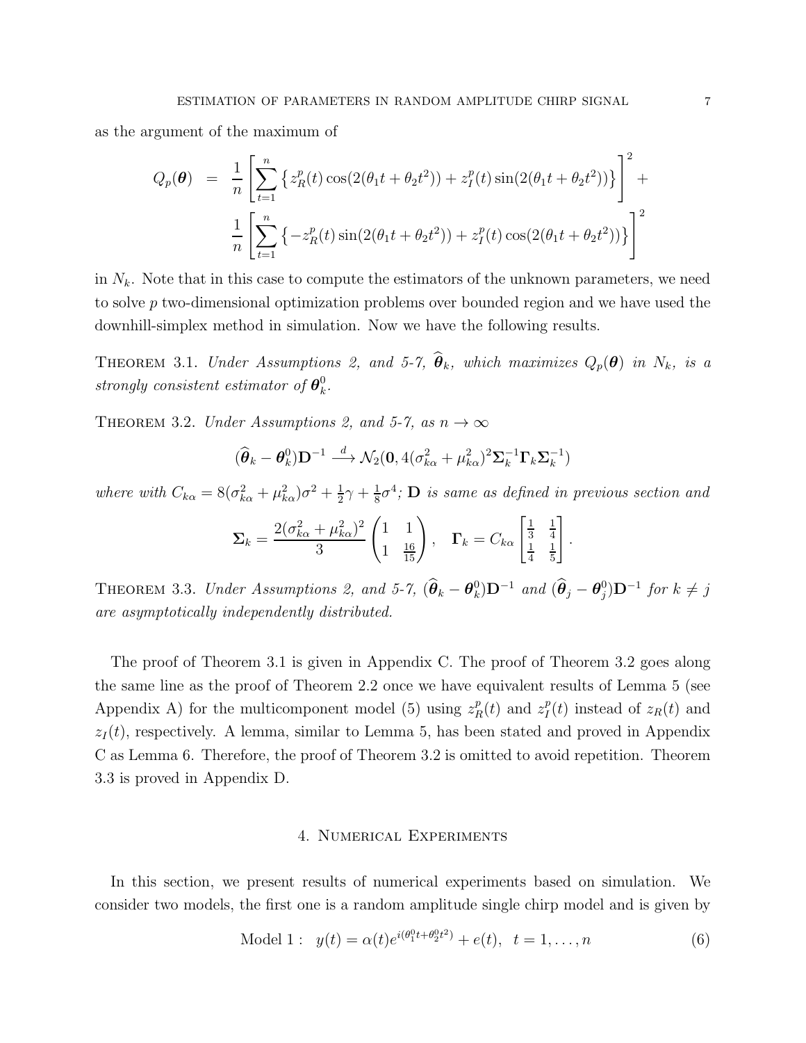as the argument of the maximum of

$$
\begin{aligned}
Q_p(\boldsymbol{\theta}) &= \frac{1}{n}\left[\sum_{t=1}^{n}\left\{z_R^p(t)\cos(2(\theta_1 t+\theta_2 t^2)) + z_I^p(t)\sin(2(\theta_1 t+\theta_2 t^2))\right\}\right]^2 + \\
&\quad \frac{1}{n}\left[\sum_{t=1}^{n}\left\{-z_R^p(t)\sin(2(\theta_1 t+\theta_2 t^2)) + z_I^p(t)\cos(2(\theta_1 t+\theta_2 t^2))\right\}\right]^2
\end{aligned}
$$

in $N_k$. Note that in this case to compute the estimators of the unknown parameters, we need to solve $p$ two-dimensional optimization problems over bounded region and we have used the downhill-simplex method in simulation. Now we have the following results.

**Theorem 3.1.** *Under Assumptions 2, and 5-7, $\widehat{\boldsymbol{\theta}}_k$, which maximizes $Q_p(\boldsymbol{\theta})$ in $N_k$, is a strongly consistent estimator of $\boldsymbol{\theta}_k^0$.*

**Theorem 3.2.** *Under Assumptions 2, and 5-7, as $n \to \infty$*

$$
(\widehat{\boldsymbol{\theta}}_k - \boldsymbol{\theta}_k^0)\mathbf{D}^{-1} \xrightarrow{d} \mathcal{N}_2(\mathbf{0}, 4(\sigma_{k\alpha}^2+\mu_{k\alpha}^2)^2\boldsymbol{\Sigma}_k^{-1}\boldsymbol{\Gamma}_k\boldsymbol{\Sigma}_k^{-1})
$$

*where with $C_{k\alpha} = 8(\sigma_{k\alpha}^2+\mu_{k\alpha}^2)\sigma^2 + \frac{1}{2}\gamma + \frac{1}{8}\sigma^4$; $\mathbf{D}$ is same as defined in previous section and*

$$
\boldsymbol{\Sigma}_k = \frac{2(\sigma_{k\alpha}^2+\mu_{k\alpha}^2)^2}{3}\begin{pmatrix}1 & 1\\ 1 & \frac{16}{15}\end{pmatrix}, \quad \boldsymbol{\Gamma}_k = C_{k\alpha}\begin{bmatrix}\frac{1}{3} & \frac{1}{4}\\ \frac{1}{4} & \frac{1}{5}\end{bmatrix}.
$$

**Theorem 3.3.** *Under Assumptions 2, and 5-7, $(\widehat{\boldsymbol{\theta}}_k - \boldsymbol{\theta}_k^0)\mathbf{D}^{-1}$ and $(\widehat{\boldsymbol{\theta}}_j - \boldsymbol{\theta}_j^0)\mathbf{D}^{-1}$ for $k \neq j$ are asymptotically independently distributed.*

The proof of Theorem 3.1 is given in Appendix C. The proof of Theorem 3.2 goes along the same line as the proof of Theorem 2.2 once we have equivalent results of Lemma 5 (see Appendix A) for the multicomponent model (5) using $z_R^p(t)$ and $z_I^p(t)$ instead of $z_R(t)$ and $z_I(t)$, respectively. A lemma, similar to Lemma 5, has been stated and proved in Appendix C as Lemma 6. Therefore, the proof of Theorem 3.2 is omitted to avoid repetition. Theorem 3.3 is proved in Appendix D.

## 4. Numerical Experiments

In this section, we present results of numerical experiments based on simulation. We consider two models, the first one is a random amplitude single chirp model and is given by

$$
\text{Model 1}: \quad y(t) = \alpha(t)e^{i(\theta_1^0 t + \theta_2^0 t^2)} + e(t), \quad t = 1, \ldots, n \tag{6}
$$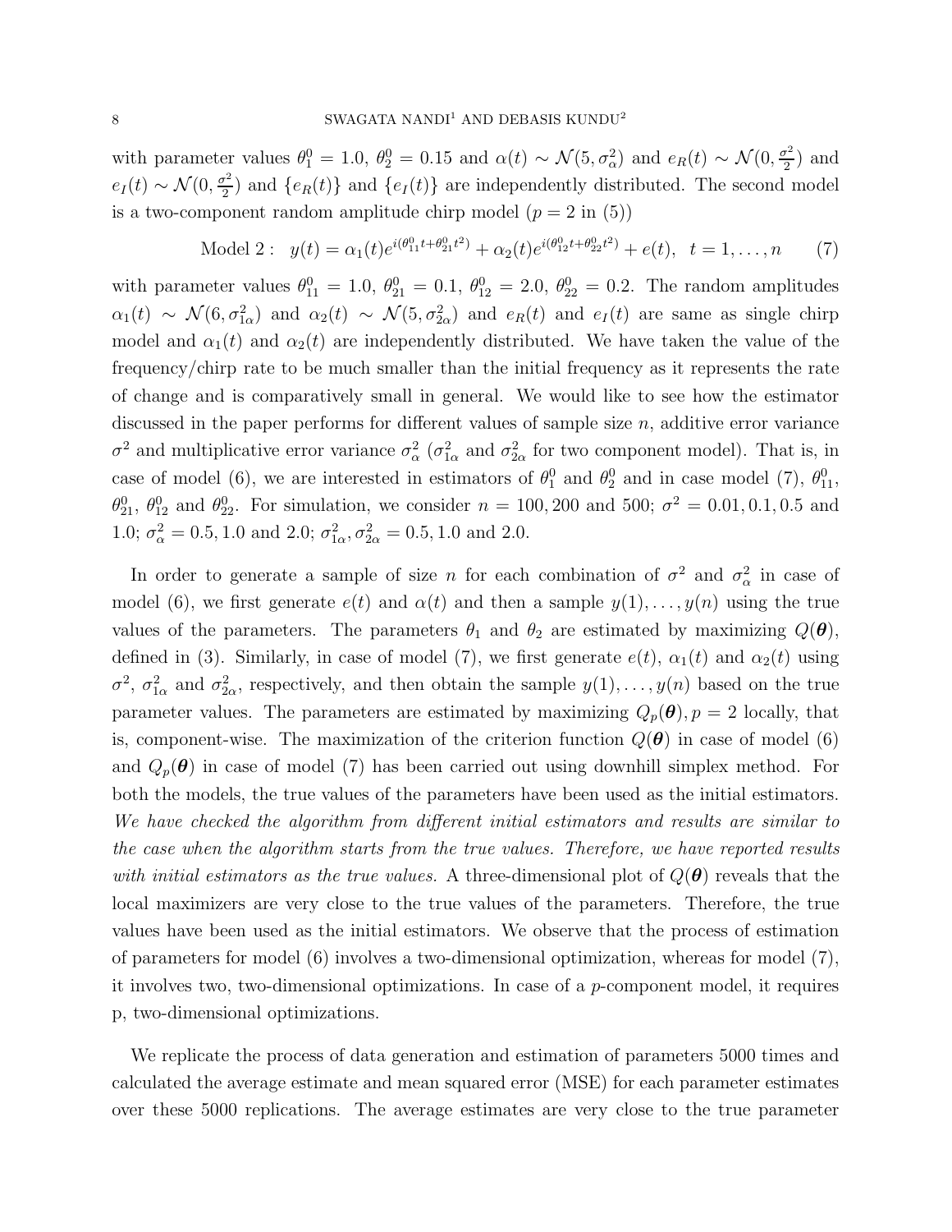with parameter values $\theta_1^0 = 1.0$, $\theta_2^0 = 0.15$ and $\alpha(t) \sim \mathcal{N}(5, \sigma_\alpha^2)$ and $e_R(t) \sim \mathcal{N}(0, \frac{\sigma^2}{2})$ and $e_I(t) \sim \mathcal{N}(0, \frac{\sigma^2}{2})$ and $\{e_R(t)\}$ and $\{e_I(t)\}$ are independently distributed. The second model is a two-component random amplitude chirp model ($p = 2$ in (5))

$$\text{Model 2}: \quad y(t) = \alpha_1(t)e^{i(\theta_{11}^0 t + \theta_{21}^0 t^2)} + \alpha_2(t)e^{i(\theta_{12}^0 t + \theta_{22}^0 t^2)} + e(t), \;\; t = 1, \ldots, n \tag{7}$$

with parameter values $\theta_{11}^0 = 1.0$, $\theta_{21}^0 = 0.1$, $\theta_{12}^0 = 2.0$, $\theta_{22}^0 = 0.2$. The random amplitudes $\alpha_1(t) \sim \mathcal{N}(6, \sigma_{1\alpha}^2)$ and $\alpha_2(t) \sim \mathcal{N}(5, \sigma_{2\alpha}^2)$ and $e_R(t)$ and $e_I(t)$ are same as single chirp model and $\alpha_1(t)$ and $\alpha_2(t)$ are independently distributed. We have taken the value of the frequency/chirp rate to be much smaller than the initial frequency as it represents the rate of change and is comparatively small in general. We would like to see how the estimator discussed in the paper performs for different values of sample size $n$, additive error variance $\sigma^2$ and multiplicative error variance $\sigma_\alpha^2$ ($\sigma_{1\alpha}^2$ and $\sigma_{2\alpha}^2$ for two component model). That is, in case of model (6), we are interested in estimators of $\theta_1^0$ and $\theta_2^0$ and in case model (7), $\theta_{11}^0$, $\theta_{21}^0$, $\theta_{12}^0$ and $\theta_{22}^0$. For simulation, we consider $n = 100, 200$ and $500$; $\sigma^2 = 0.01, 0.1, 0.5$ and $1.0$; $\sigma_\alpha^2 = 0.5, 1.0$ and $2.0$; $\sigma_{1\alpha}^2, \sigma_{2\alpha}^2 = 0.5, 1.0$ and $2.0$.

In order to generate a sample of size $n$ for each combination of $\sigma^2$ and $\sigma_\alpha^2$ in case of model (6), we first generate $e(t)$ and $\alpha(t)$ and then a sample $y(1), \ldots, y(n)$ using the true values of the parameters. The parameters $\theta_1$ and $\theta_2$ are estimated by maximizing $Q(\boldsymbol{\theta})$, defined in (3). Similarly, in case of model (7), we first generate $e(t)$, $\alpha_1(t)$ and $\alpha_2(t)$ using $\sigma^2$, $\sigma_{1\alpha}^2$ and $\sigma_{2\alpha}^2$, respectively, and then obtain the sample $y(1), \ldots, y(n)$ based on the true parameter values. The parameters are estimated by maximizing $Q_p(\boldsymbol{\theta}), p = 2$ locally, that is, component-wise. The maximization of the criterion function $Q(\boldsymbol{\theta})$ in case of model (6) and $Q_p(\boldsymbol{\theta})$ in case of model (7) has been carried out using downhill simplex method. For both the models, the true values of the parameters have been used as the initial estimators. *We have checked the algorithm from different initial estimators and results are similar to the case when the algorithm starts from the true values. Therefore, we have reported results with initial estimators as the true values.* A three-dimensional plot of $Q(\boldsymbol{\theta})$ reveals that the local maximizers are very close to the true values of the parameters. Therefore, the true values have been used as the initial estimators. We observe that the process of estimation of parameters for model (6) involves a two-dimensional optimization, whereas for model (7), it involves two, two-dimensional optimizations. In case of a $p$-component model, it requires p, two-dimensional optimizations.

We replicate the process of data generation and estimation of parameters 5000 times and calculated the average estimate and mean squared error (MSE) for each parameter estimates over these 5000 replications. The average estimates are very close to the true parameter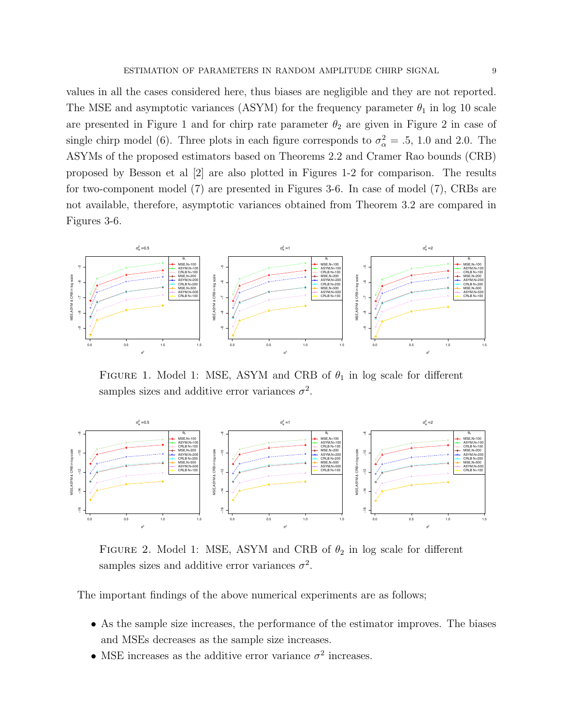values in all the cases considered here, thus biases are negligible and they are not reported. The MSE and asymptotic variances (ASYM) for the frequency parameter $\theta_1$ in log 10 scale are presented in Figure 1 and for chirp rate parameter $\theta_2$ are given in Figure 2 in case of single chirp model (6). Three plots in each figure corresponds to $\sigma_\alpha^2 = .5$, 1.0 and 2.0. The ASYMs of the proposed estimators based on Theorems 2.2 and Cramer Rao bounds (CRB) proposed by Besson et al [2] are also plotted in Figures 1-2 for comparison. The results for two-component model (7) are presented in Figures 3-6. In case of model (7), CRBs are not available, therefore, asymptotic variances obtained from Theorem 3.2 are compared in Figures 3-6.

$\sigma_\alpha^2 = 0.5$ | $\sigma_\alpha^2 = 1$ | $\sigma_\alpha^2 = 2$

MSE,ASYM & CRB in log scale

$\theta_1$: MSE,N=100; ASYM,N=100; CRLB N=100; MSE,N=200; ASYM,N=200; CRLB N=200; MSE,N=500; ASYM,N=500; CRLB N=100

$\sigma^2$

FIGURE 1. Model 1: MSE, ASYM and CRB of $\theta_1$ in log scale for different samples sizes and additive error variances $\sigma^2$.

$\sigma_\alpha^2 = 0.5$ | $\sigma_\alpha^2 = 1$ | $\sigma_\alpha^2 = 2$

MSE,ASYM & CRB in log scale

$\theta_2$: MSE,N=100; ASYM,N=100; CRLB N=100; MSE,N=200; ASYM,N=200; CRLB N=200; MSE,N=500; ASYM,N=500; CRLB N=100

$\sigma^2$

FIGURE 2. Model 1: MSE, ASYM and CRB of $\theta_2$ in log scale for different samples sizes and additive error variances $\sigma^2$.

The important findings of the above numerical experiments are as follows;

- As the sample size increases, the performance of the estimator improves. The biases and MSEs decreases as the sample size increases.
- MSE increases as the additive error variance $\sigma^2$ increases.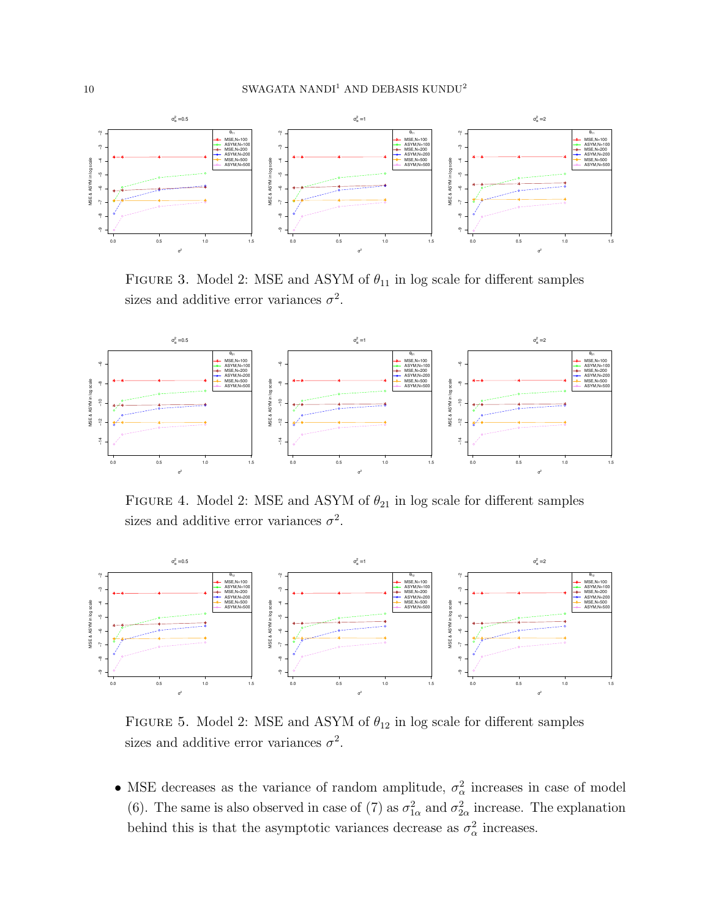$\sigma_\alpha^2 = 0.5$

MSE & ASYM in log scale

$\theta_{11}$
MSE,N=100
ASYM,N=100
MSE,N=200
ASYM,N=200
MSE,N=500
ASYM,N=500

-2 -3 -4 -5 -6 -7 -8 -9

0.0 0.5 1.0 1.5

$\sigma^2$

$\sigma_\alpha^2 = 1$

MSE & ASYM in log scale

$\theta_{11}$
MSE,N=100
ASYM,N=100
MSE,N=200
ASYM,N=200
MSE,N=500
ASYM,N=500

-2 -3 -4 -5 -6 -7 -8 -9

0.0 0.5 1.0 1.5

$\sigma^2$

$\sigma_\alpha^2 = 2$

MSE & ASYM in log scale

$\theta_{11}$
MSE,N=100
ASYM,N=100
MSE,N=200
ASYM,N=200
MSE,N=500
ASYM,N=500

-2 -3 -4 -5 -6 -7 -8 -9

0.0 0.5 1.0 1.5

$\sigma^2$

FIGURE 3. Model 2: MSE and ASYM of $\theta_{11}$ in log scale for different samples sizes and additive error variances $\sigma^2$.

$\sigma_\alpha^2 = 0.5$

MSE & ASYM in log scale

$\theta_{21}$
MSE,N=100
ASYM,N=100
MSE,N=200
ASYM,N=200
MSE,N=500
ASYM,N=500

-6 -8 -10 -12 -14

0.0 0.5 1.0 1.5

$\sigma^2$

$\sigma_\alpha^2 = 1$

MSE & ASYM in log scale

$\theta_{21}$
MSE,N=100
ASYM,N=100
MSE,N=200
ASYM,N=200
MSE,N=500
ASYM,N=500

-6 -8 -10 -12 -14

0.0 0.5 1.0 1.5

$\sigma^2$

$\sigma_\alpha^2 = 2$

MSE & ASYM in log scale

$\theta_{21}$
MSE,N=100
ASYM,N=100
MSE,N=200
ASYM,N=200
MSE,N=500
ASYM,N=500

-6 -8 -10 -12 -14

0.0 0.5 1.0 1.5

$\sigma^2$

FIGURE 4. Model 2: MSE and ASYM of $\theta_{21}$ in log scale for different samples sizes and additive error variances $\sigma^2$.

$\sigma_\alpha^2 = 0.5$

MSE & ASYM in log scale

$\theta_{12}$
MSE,N=100
ASYM,N=100
MSE,N=200
ASYM,N=200
MSE,N=500
ASYM,N=500

-2 -3 -4 -5 -6 -7 -8 -9

0.0 0.5 1.0 1.5

$\sigma^2$

$\sigma_\alpha^2 = 1$

MSE & ASYM in log scale

$\theta_{12}$
MSE,N=100
ASYM,N=100
MSE,N=200
ASYM,N=200
MSE,N=500
ASYM,N=500

-2 -3 -4 -5 -6 -7 -8 -9

0.0 0.5 1.0 1.5

$\sigma^2$

$\sigma_\alpha^2 = 2$

MSE & ASYM in log scale

$\theta_{12}$
MSE,N=100
ASYM,N=100
MSE,N=200
ASYM,N=200
MSE,N=500
ASYM,N=500

-2 -3 -4 -5 -6 -7 -8 -9

0.0 0.5 1.0 1.5

$\sigma^2$

FIGURE 5. Model 2: MSE and ASYM of $\theta_{12}$ in log scale for different samples sizes and additive error variances $\sigma^2$.

- MSE decreases as the variance of random amplitude, $\sigma_\alpha^2$ increases in case of model (6). The same is also observed in case of (7) as $\sigma_{1\alpha}^2$ and $\sigma_{2\alpha}^2$ increase. The explanation behind this is that the asymptotic variances decrease as $\sigma_\alpha^2$ increases.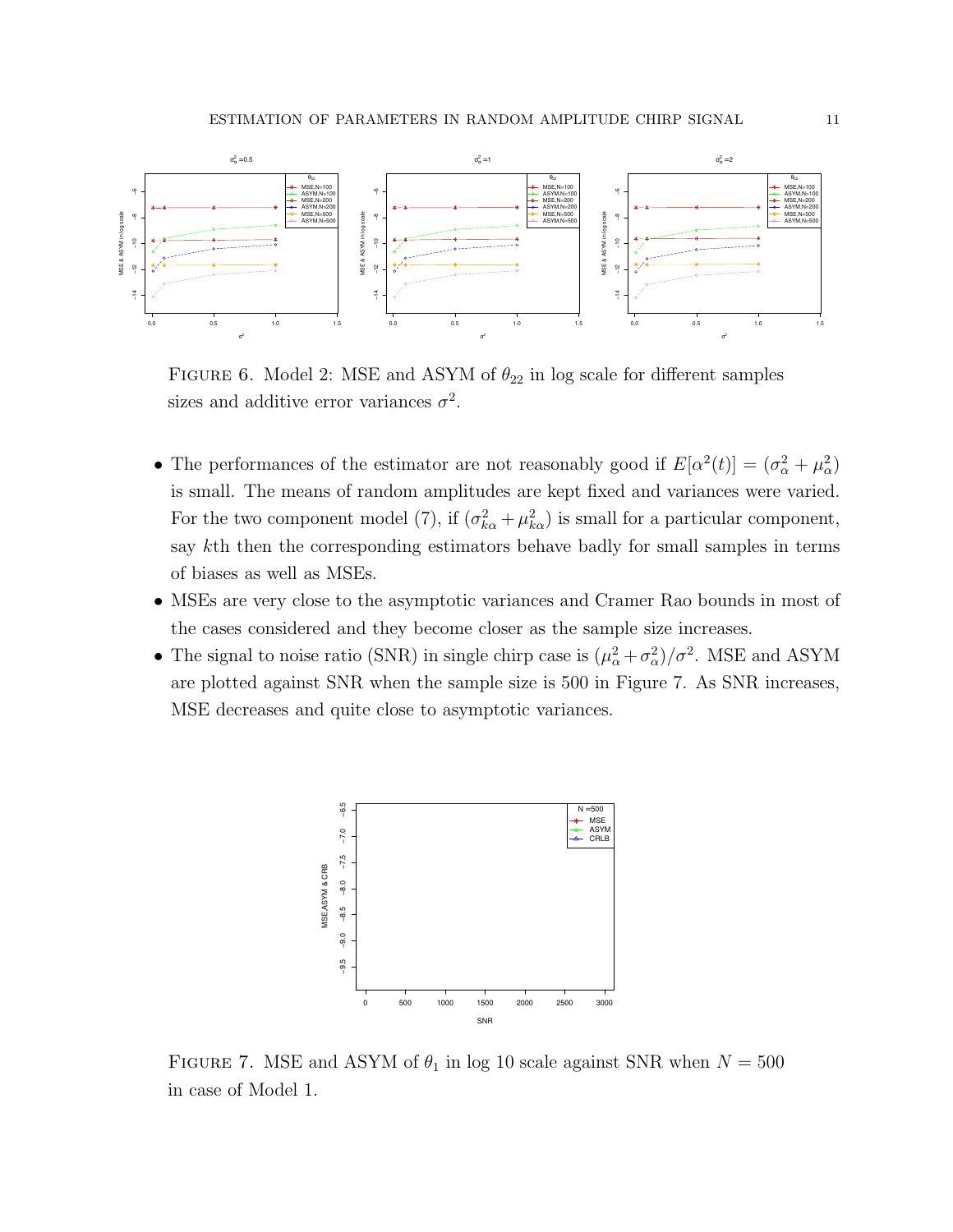$\sigma_\alpha^2=0.5$

$\theta_{22}$

MSE,N=100
ASYM,N=100
MSE,N=200
ASYM,N=200
MSE,N=500
ASYM,N=500

MSE & ASYM in log scale

-6
-8
-10
-12
-14

0.0 0.5 1.0 1.5

$\sigma^2$

$\sigma_\alpha^2=1$

$\theta_{22}$

MSE,N=100
ASYM,N=100
MSE,N=200
ASYM,N=200
MSE,N=500
ASYM,N=500

MSE & ASYM in log scale

-6
-8
-10
-12
-14

0.0 0.5 1.0 1.5

$\sigma^2$

$\sigma_\alpha^2=2$

$\theta_{22}$

MSE,N=100
ASYM,N=100
MSE,N=200
ASYM,N=200
MSE,N=500
ASYM,N=500

MSE & ASYM in log scale

-6
-8
-10
-12
-14

0.0 0.5 1.0 1.5

$\sigma^2$

FIGURE 6. Model 2: MSE and ASYM of $\theta_{22}$ in log scale for different samples sizes and additive error variances $\sigma^2$.

- The performances of the estimator are not reasonably good if $E[\alpha^2(t)] = (\sigma_\alpha^2 + \mu_\alpha^2)$ is small. The means of random amplitudes are kept fixed and variances were varied. For the two component model (7), if $(\sigma_{k\alpha}^2 + \mu_{k\alpha}^2)$ is small for a particular component, say $k$th then the corresponding estimators behave badly for small samples in terms of biases as well as MSEs.
- MSEs are very close to the asymptotic variances and Cramer Rao bounds in most of the cases considered and they become closer as the sample size increases.
- The signal to noise ratio (SNR) in single chirp case is $(\mu_\alpha^2 + \sigma_\alpha^2)/\sigma^2$. MSE and ASYM are plotted against SNR when the sample size is 500 in Figure 7. As SNR increases, MSE decreases and quite close to asymptotic variances.

N =500

MSE
ASYM
CRLB

MSE,ASYM & CRB

-6.5
-7.0
-7.5
-8.0
-8.5
-9.0
-9.5

0 500 1000 1500 2000 2500 3000

SNR

FIGURE 7. MSE and ASYM of $\theta_1$ in log 10 scale against SNR when $N = 500$ in case of Model 1.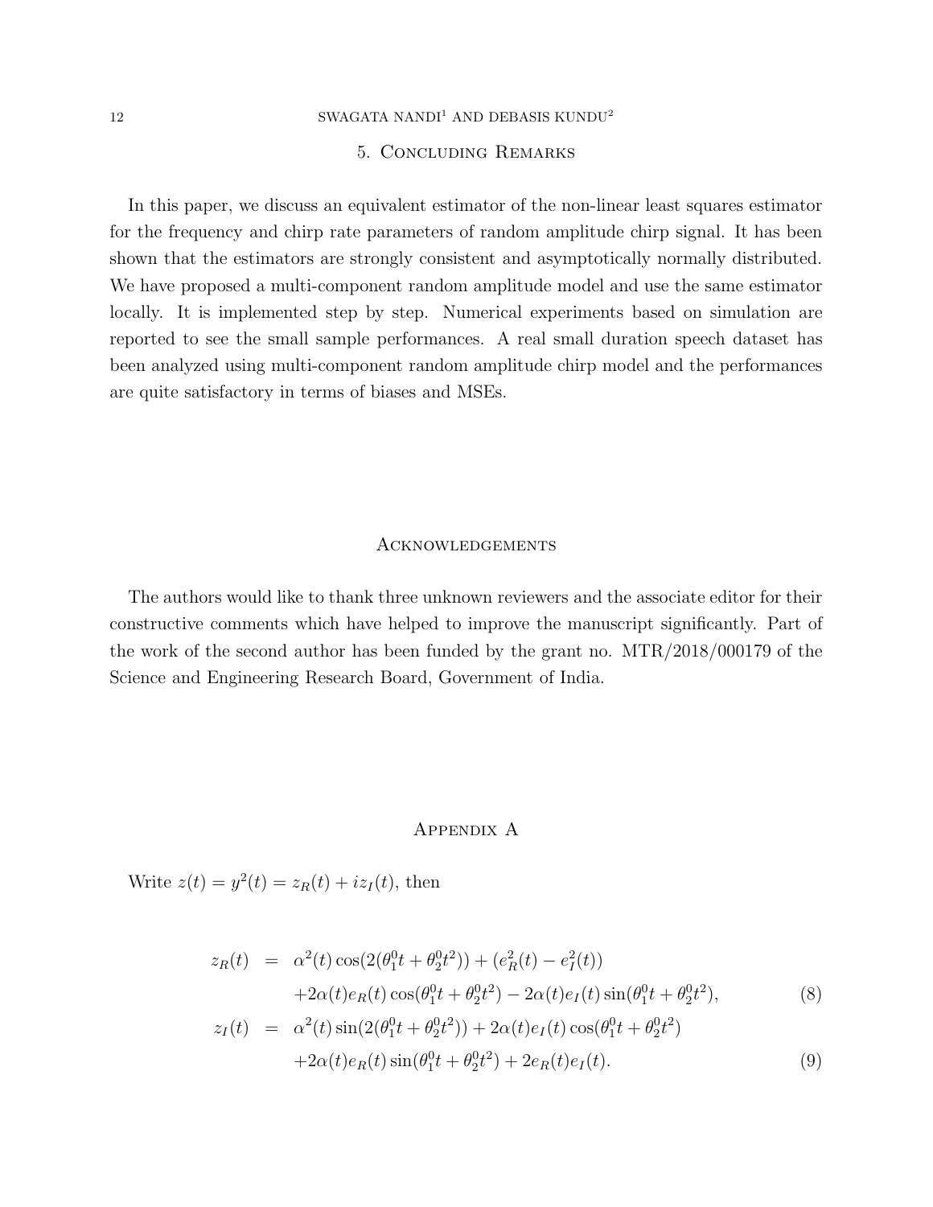## 5. Concluding Remarks

In this paper, we discuss an equivalent estimator of the non-linear least squares estimator for the frequency and chirp rate parameters of random amplitude chirp signal. It has been shown that the estimators are strongly consistent and asymptotically normally distributed. We have proposed a multi-component random amplitude model and use the same estimator locally. It is implemented step by step. Numerical experiments based on simulation are reported to see the small sample performances. A real small duration speech dataset has been analyzed using multi-component random amplitude chirp model and the performances are quite satisfactory in terms of biases and MSEs.

## Acknowledgements

The authors would like to thank three unknown reviewers and the associate editor for their constructive comments which have helped to improve the manuscript significantly. Part of the work of the second author has been funded by the grant no. MTR/2018/000179 of the Science and Engineering Research Board, Government of India.

## Appendix A

Write $z(t) = y^2(t) = z_R(t) + iz_I(t)$, then

$$
\begin{aligned}
z_R(t) &= \alpha^2(t)\cos(2(\theta_1^0 t + \theta_2^0 t^2)) + (e_R^2(t) - e_I^2(t)) \\
&\quad + 2\alpha(t)e_R(t)\cos(\theta_1^0 t + \theta_2^0 t^2) - 2\alpha(t)e_I(t)\sin(\theta_1^0 t + \theta_2^0 t^2), \qquad (8) \\
z_I(t) &= \alpha^2(t)\sin(2(\theta_1^0 t + \theta_2^0 t^2)) + 2\alpha(t)e_I(t)\cos(\theta_1^0 t + \theta_2^0 t^2) \\
&\quad + 2\alpha(t)e_R(t)\sin(\theta_1^0 t + \theta_2^0 t^2) + 2e_R(t)e_I(t). \qquad (9)
\end{aligned}
$$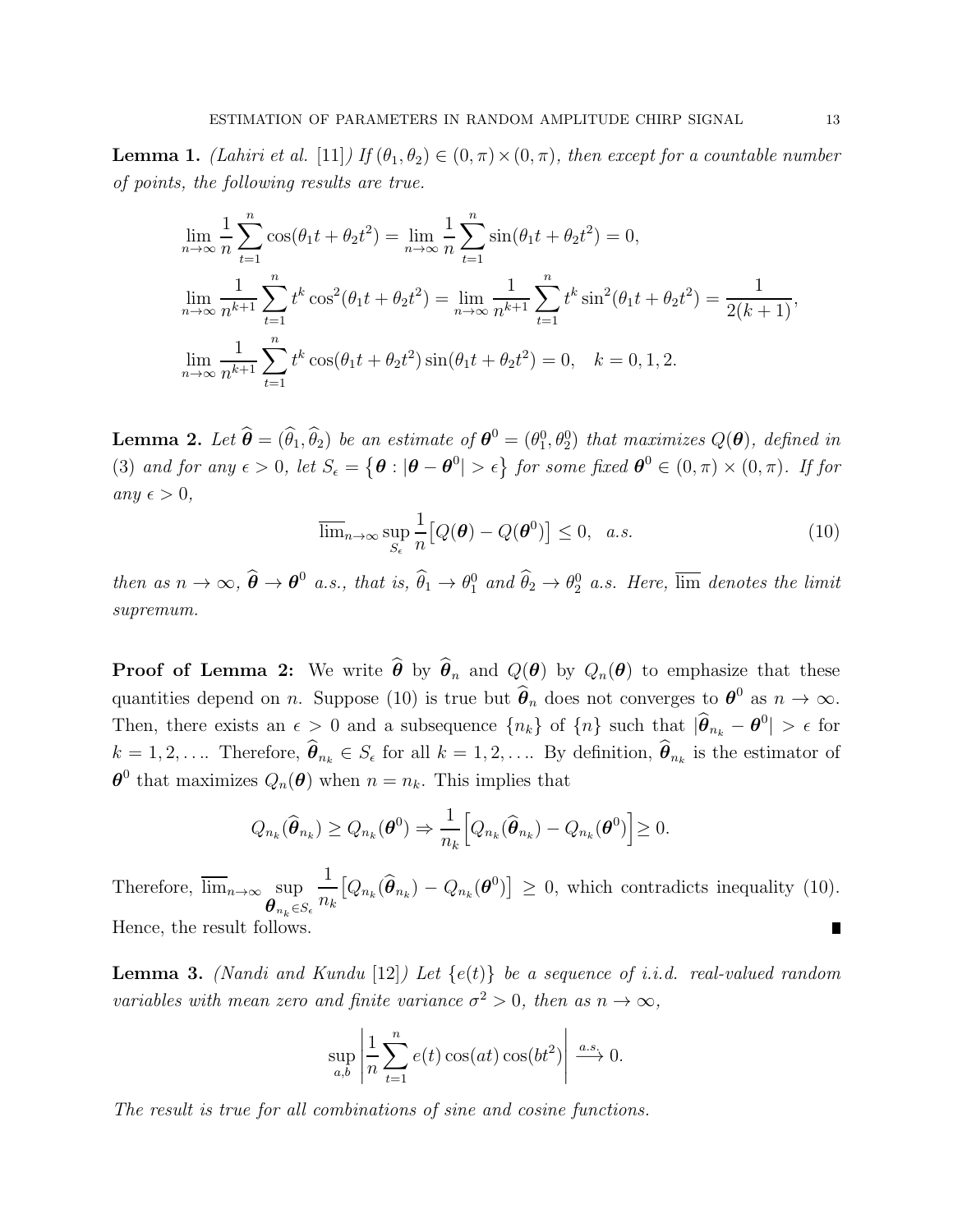**Lemma 1.** *(Lahiri et al. [11]) If $(\theta_1, \theta_2) \in (0, \pi) \times (0, \pi)$, then except for a countable number of points, the following results are true.*

$$
\lim_{n\to\infty} \frac{1}{n} \sum_{t=1}^{n} \cos(\theta_1 t + \theta_2 t^2) = \lim_{n\to\infty} \frac{1}{n} \sum_{t=1}^{n} \sin(\theta_1 t + \theta_2 t^2) = 0,
$$

$$
\lim_{n\to\infty} \frac{1}{n^{k+1}} \sum_{t=1}^{n} t^k \cos^2(\theta_1 t + \theta_2 t^2) = \lim_{n\to\infty} \frac{1}{n^{k+1}} \sum_{t=1}^{n} t^k \sin^2(\theta_1 t + \theta_2 t^2) = \frac{1}{2(k+1)},
$$

$$
\lim_{n\to\infty} \frac{1}{n^{k+1}} \sum_{t=1}^{n} t^k \cos(\theta_1 t + \theta_2 t^2) \sin(\theta_1 t + \theta_2 t^2) = 0, \quad k = 0, 1, 2.
$$

**Lemma 2.** *Let $\widehat{\boldsymbol{\theta}} = (\widehat{\theta}_1, \widehat{\theta}_2)$ be an estimate of $\boldsymbol{\theta}^0 = (\theta_1^0, \theta_2^0)$ that maximizes $Q(\boldsymbol{\theta})$, defined in (3) and for any $\epsilon > 0$, let $S_\epsilon = \{\boldsymbol{\theta} : |\boldsymbol{\theta} - \boldsymbol{\theta}^0| > \epsilon\}$ for some fixed $\boldsymbol{\theta}^0 \in (0, \pi) \times (0, \pi)$. If for any $\epsilon > 0$,*

$$
\overline{\lim}_{n\to\infty} \sup_{S_\epsilon} \frac{1}{n} \big[ Q(\boldsymbol{\theta}) - Q(\boldsymbol{\theta}^0) \big] \leq 0, \quad a.s. \tag{10}
$$

*then as $n \to \infty$, $\widehat{\boldsymbol{\theta}} \to \boldsymbol{\theta}^0$ a.s., that is, $\widehat{\theta}_1 \to \theta_1^0$ and $\widehat{\theta}_2 \to \theta_2^0$ a.s. Here, $\overline{\lim}$ denotes the limit supremum.*

**Proof of Lemma 2:** We write $\widehat{\boldsymbol{\theta}}$ by $\widehat{\boldsymbol{\theta}}_n$ and $Q(\boldsymbol{\theta})$ by $Q_n(\boldsymbol{\theta})$ to emphasize that these quantities depend on $n$. Suppose (10) is true but $\widehat{\boldsymbol{\theta}}_n$ does not converges to $\boldsymbol{\theta}^0$ as $n \to \infty$. Then, there exists an $\epsilon > 0$ and a subsequence $\{n_k\}$ of $\{n\}$ such that $|\widehat{\boldsymbol{\theta}}_{n_k} - \boldsymbol{\theta}^0| > \epsilon$ for $k = 1, 2, \ldots$. Therefore, $\widehat{\boldsymbol{\theta}}_{n_k} \in S_\epsilon$ for all $k = 1, 2, \ldots$. By definition, $\widehat{\boldsymbol{\theta}}_{n_k}$ is the estimator of $\boldsymbol{\theta}^0$ that maximizes $Q_n(\boldsymbol{\theta})$ when $n = n_k$. This implies that

$$
Q_{n_k}(\widehat{\boldsymbol{\theta}}_{n_k}) \geq Q_{n_k}(\boldsymbol{\theta}^0) \Rightarrow \frac{1}{n_k} \Big[ Q_{n_k}(\widehat{\boldsymbol{\theta}}_{n_k}) - Q_{n_k}(\boldsymbol{\theta}^0) \Big] \geq 0.
$$

Therefore, $\overline{\lim}_{n\to\infty} \sup_{\boldsymbol{\theta}_{n_k} \in S_\epsilon} \dfrac{1}{n_k} \big[ Q_{n_k}(\widehat{\boldsymbol{\theta}}_{n_k}) - Q_{n_k}(\boldsymbol{\theta}^0) \big] \geq 0$, which contradicts inequality (10). Hence, the result follows. ∎

**Lemma 3.** *(Nandi and Kundu [12]) Let $\{e(t)\}$ be a sequence of i.i.d. real-valued random variables with mean zero and finite variance $\sigma^2 > 0$, then as $n \to \infty$,*

$$
\sup_{a,b} \left| \frac{1}{n} \sum_{t=1}^{n} e(t) \cos(at) \cos(bt^2) \right| \xrightarrow{a.s.} 0.
$$

*The result is true for all combinations of sine and cosine functions.*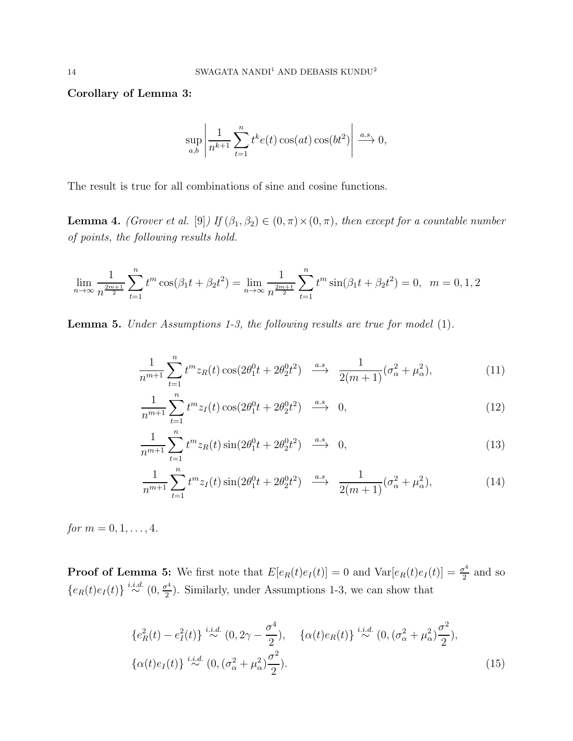**Corollary of Lemma 3:**

$$\sup_{a,b}\left|\frac{1}{n^{k+1}}\sum_{t=1}^{n} t^k e(t)\cos(at)\cos(bt^2)\right| \xrightarrow{a.s.} 0,$$

The result is true for all combinations of sine and cosine functions.

**Lemma 4.** *(Grover et al. [9]) If $(\beta_1, \beta_2) \in (0, \pi) \times (0, \pi)$, then except for a countable number of points, the following results hold.*

$$\lim_{n\to\infty}\frac{1}{n^{\frac{2m+1}{2}}}\sum_{t=1}^{n} t^m \cos(\beta_1 t + \beta_2 t^2) = \lim_{n\to\infty}\frac{1}{n^{\frac{2m+1}{2}}}\sum_{t=1}^{n} t^m \sin(\beta_1 t + \beta_2 t^2) = 0, \quad m = 0, 1, 2$$

**Lemma 5.** *Under Assumptions 1-3, the following results are true for model* (1).

$$\frac{1}{n^{m+1}}\sum_{t=1}^{n} t^m z_R(t)\cos(2\theta_1^0 t + 2\theta_2^0 t^2) \quad \xrightarrow{a.s} \quad \frac{1}{2(m+1)}(\sigma_\alpha^2 + \mu_\alpha^2), \tag{11}$$

$$\frac{1}{n^{m+1}}\sum_{t=1}^{n} t^m z_I(t)\cos(2\theta_1^0 t + 2\theta_2^0 t^2) \quad \xrightarrow{a.s} \quad 0, \tag{12}$$

$$\frac{1}{n^{m+1}}\sum_{t=1}^{n} t^m z_R(t)\sin(2\theta_1^0 t + 2\theta_2^0 t^2) \quad \xrightarrow{a.s} \quad 0, \tag{13}$$

$$\frac{1}{n^{m+1}}\sum_{t=1}^{n} t^m z_I(t)\sin(2\theta_1^0 t + 2\theta_2^0 t^2) \quad \xrightarrow{a.s} \quad \frac{1}{2(m+1)}(\sigma_\alpha^2 + \mu_\alpha^2), \tag{14}$$

*for* $m = 0, 1, \ldots, 4$.

**Proof of Lemma 5:** We first note that $E[e_R(t)e_I(t)] = 0$ and $\text{Var}[e_R(t)e_I(t)] = \frac{\sigma^4}{2}$ and so $\{e_R(t)e_I(t)\} \overset{i.i.d.}{\sim} (0, \frac{\sigma^4}{2})$. Similarly, under Assumptions 1-3, we can show that

$$\{e_R^2(t) - e_I^2(t)\} \overset{i.i.d.}{\sim} (0, 2\gamma - \frac{\sigma^4}{2}), \quad \{\alpha(t)e_R(t)\} \overset{i.i.d.}{\sim} (0, (\sigma_\alpha^2 + \mu_\alpha^2)\frac{\sigma^2}{2}),$$
$$\{\alpha(t)e_I(t)\} \overset{i.i.d.}{\sim} (0, (\sigma_\alpha^2 + \mu_\alpha^2)\frac{\sigma^2}{2}). \tag{15}$$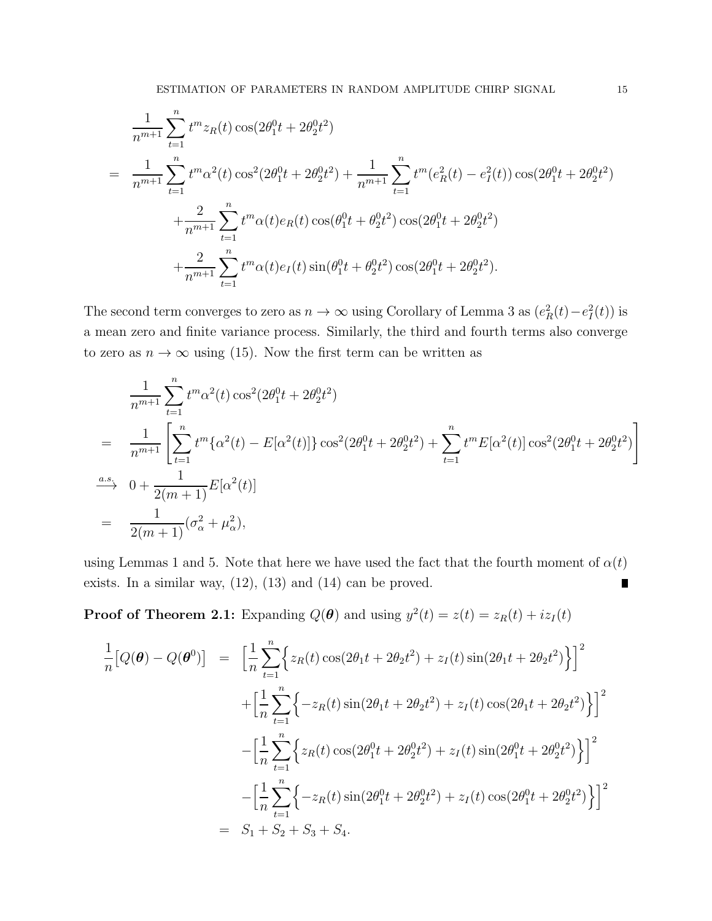$$
\begin{aligned}
&\frac{1}{n^{m+1}} \sum_{t=1}^{n} t^m z_R(t) \cos(2\theta_1^0 t + 2\theta_2^0 t^2) \\
= \quad & \frac{1}{n^{m+1}} \sum_{t=1}^{n} t^m \alpha^2(t) \cos^2(2\theta_1^0 t + 2\theta_2^0 t^2) + \frac{1}{n^{m+1}} \sum_{t=1}^{n} t^m (e_R^2(t) - e_I^2(t)) \cos(2\theta_1^0 t + 2\theta_2^0 t^2) \\
& + \frac{2}{n^{m+1}} \sum_{t=1}^{n} t^m \alpha(t) e_R(t) \cos(\theta_1^0 t + \theta_2^0 t^2) \cos(2\theta_1^0 t + 2\theta_2^0 t^2) \\
& + \frac{2}{n^{m+1}} \sum_{t=1}^{n} t^m \alpha(t) e_I(t) \sin(\theta_1^0 t + \theta_2^0 t^2) \cos(2\theta_1^0 t + 2\theta_2^0 t^2).
\end{aligned}
$$

The second term converges to zero as $n \to \infty$ using Corollary of Lemma 3 as $(e_R^2(t) - e_I^2(t))$ is a mean zero and finite variance process. Similarly, the third and fourth terms also converge to zero as $n \to \infty$ using (15). Now the first term can be written as

$$
\begin{aligned}
&\frac{1}{n^{m+1}} \sum_{t=1}^{n} t^m \alpha^2(t) \cos^2(2\theta_1^0 t + 2\theta_2^0 t^2) \\
= \quad & \frac{1}{n^{m+1}} \left[ \sum_{t=1}^{n} t^m \{\alpha^2(t) - E[\alpha^2(t)]\} \cos^2(2\theta_1^0 t + 2\theta_2^0 t^2) + \sum_{t=1}^{n} t^m E[\alpha^2(t)] \cos^2(2\theta_1^0 t + 2\theta_2^0 t^2) \right] \\
\xrightarrow{a.s.} \quad & 0 + \frac{1}{2(m+1)} E[\alpha^2(t)] \\
= \quad & \frac{1}{2(m+1)} (\sigma_\alpha^2 + \mu_\alpha^2),
\end{aligned}
$$

using Lemmas 1 and 5. Note that here we have used the fact that the fourth moment of $\alpha(t)$ exists. In a similar way, (12), (13) and (14) can be proved. ∎

**Proof of Theorem 2.1:** Expanding $Q(\boldsymbol{\theta})$ and using $y^2(t) = z(t) = z_R(t) + i z_I(t)$

$$
\begin{aligned}
\frac{1}{n}\big[Q(\boldsymbol{\theta}) - Q(\boldsymbol{\theta}^0)\big] \quad = \quad & \Big[\frac{1}{n} \sum_{t=1}^{n} \Big\{ z_R(t) \cos(2\theta_1 t + 2\theta_2 t^2) + z_I(t) \sin(2\theta_1 t + 2\theta_2 t^2) \Big\} \Big]^2 \\
& + \Big[\frac{1}{n} \sum_{t=1}^{n} \Big\{ -z_R(t) \sin(2\theta_1 t + 2\theta_2 t^2) + z_I(t) \cos(2\theta_1 t + 2\theta_2 t^2) \Big\} \Big]^2 \\
& - \Big[\frac{1}{n} \sum_{t=1}^{n} \Big\{ z_R(t) \cos(2\theta_1^0 t + 2\theta_2^0 t^2) + z_I(t) \sin(2\theta_1^0 t + 2\theta_2^0 t^2) \Big\} \Big]^2 \\
& - \Big[\frac{1}{n} \sum_{t=1}^{n} \Big\{ -z_R(t) \sin(2\theta_1^0 t + 2\theta_2^0 t^2) + z_I(t) \cos(2\theta_1^0 t + 2\theta_2^0 t^2) \Big\} \Big]^2 \\
= \quad & S_1 + S_2 + S_3 + S_4.
\end{aligned}
$$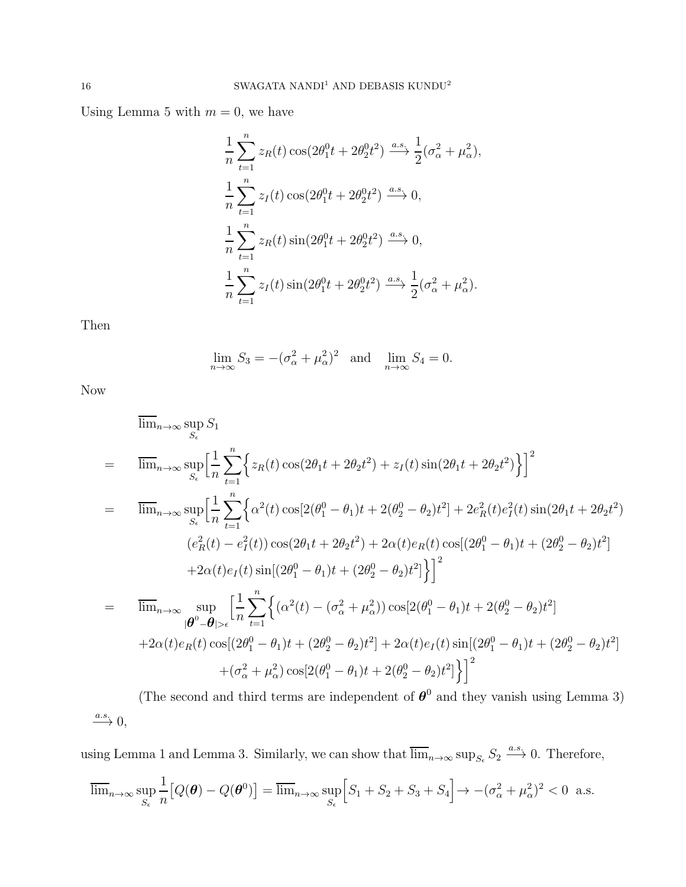Using Lemma 5 with $m = 0$, we have

$$\frac{1}{n}\sum_{t=1}^{n} z_R(t)\cos(2\theta_1^0 t + 2\theta_2^0 t^2) \xrightarrow{a.s.} \frac{1}{2}(\sigma_\alpha^2 + \mu_\alpha^2),$$

$$\frac{1}{n}\sum_{t=1}^{n} z_I(t)\cos(2\theta_1^0 t + 2\theta_2^0 t^2) \xrightarrow{a.s.} 0,$$

$$\frac{1}{n}\sum_{t=1}^{n} z_R(t)\sin(2\theta_1^0 t + 2\theta_2^0 t^2) \xrightarrow{a.s.} 0,$$

$$\frac{1}{n}\sum_{t=1}^{n} z_I(t)\sin(2\theta_1^0 t + 2\theta_2^0 t^2) \xrightarrow{a.s.} \frac{1}{2}(\sigma_\alpha^2 + \mu_\alpha^2).$$

Then

$$\lim_{n\to\infty} S_3 = -(\sigma_\alpha^2 + \mu_\alpha^2)^2 \quad \text{and} \quad \lim_{n\to\infty} S_4 = 0.$$

Now

$$
\begin{aligned}
& \overline{\lim}_{n\to\infty} \sup_{S_\epsilon} S_1 \\
= \quad & \overline{\lim}_{n\to\infty} \sup_{S_\epsilon} \Big[\frac{1}{n}\sum_{t=1}^{n}\Big\{ z_R(t)\cos(2\theta_1 t + 2\theta_2 t^2) + z_I(t)\sin(2\theta_1 t + 2\theta_2 t^2)\Big\}\Big]^2 \\
= \quad & \overline{\lim}_{n\to\infty} \sup_{S_\epsilon} \Big[\frac{1}{n}\sum_{t=1}^{n}\Big\{ \alpha^2(t)\cos[2(\theta_1^0-\theta_1)t + 2(\theta_2^0-\theta_2)t^2] + 2e_R^2(t)e_I^2(t)\sin(2\theta_1 t + 2\theta_2 t^2) \\
& (e_R^2(t) - e_I^2(t))\cos(2\theta_1 t + 2\theta_2 t^2) + 2\alpha(t)e_R(t)\cos[(2\theta_1^0-\theta_1)t + (2\theta_2^0-\theta_2)t^2] \\
& +2\alpha(t)e_I(t)\sin[(2\theta_1^0-\theta_1)t + (2\theta_2^0-\theta_2)t^2]\Big\}\Big]^2 \\
= \quad & \overline{\lim}_{n\to\infty} \sup_{|\boldsymbol{\theta}^0-\boldsymbol{\theta}|>\epsilon} \Big[\frac{1}{n}\sum_{t=1}^{n}\Big\{ (\alpha^2(t) - (\sigma_\alpha^2+\mu_\alpha^2))\cos[2(\theta_1^0-\theta_1)t + 2(\theta_2^0-\theta_2)t^2] \\
& +2\alpha(t)e_R(t)\cos[(2\theta_1^0-\theta_1)t + (2\theta_2^0-\theta_2)t^2] + 2\alpha(t)e_I(t)\sin[(2\theta_1^0-\theta_1)t + (2\theta_2^0-\theta_2)t^2] \\
& +(\sigma_\alpha^2+\mu_\alpha^2)\cos[2(\theta_1^0-\theta_1)t + 2(\theta_2^0-\theta_2)t^2]\Big\}\Big]^2
\end{aligned}
$$

(The second and third terms are independent of $\boldsymbol{\theta}^0$ and they vanish using Lemma 3)

$\xrightarrow{a.s.} 0,$

using Lemma 1 and Lemma 3. Similarly, we can show that $\overline{\lim}_{n\to\infty}\sup_{S_\epsilon} S_2 \xrightarrow{a.s.} 0$. Therefore,

$$\overline{\lim}_{n\to\infty} \sup_{S_\epsilon} \frac{1}{n}\big[Q(\boldsymbol{\theta}) - Q(\boldsymbol{\theta}^0)\big] = \overline{\lim}_{n\to\infty} \sup_{S_\epsilon}\Big[S_1 + S_2 + S_3 + S_4\Big] \to -(\sigma_\alpha^2 + \mu_\alpha^2)^2 < 0 \ \text{ a.s.}$$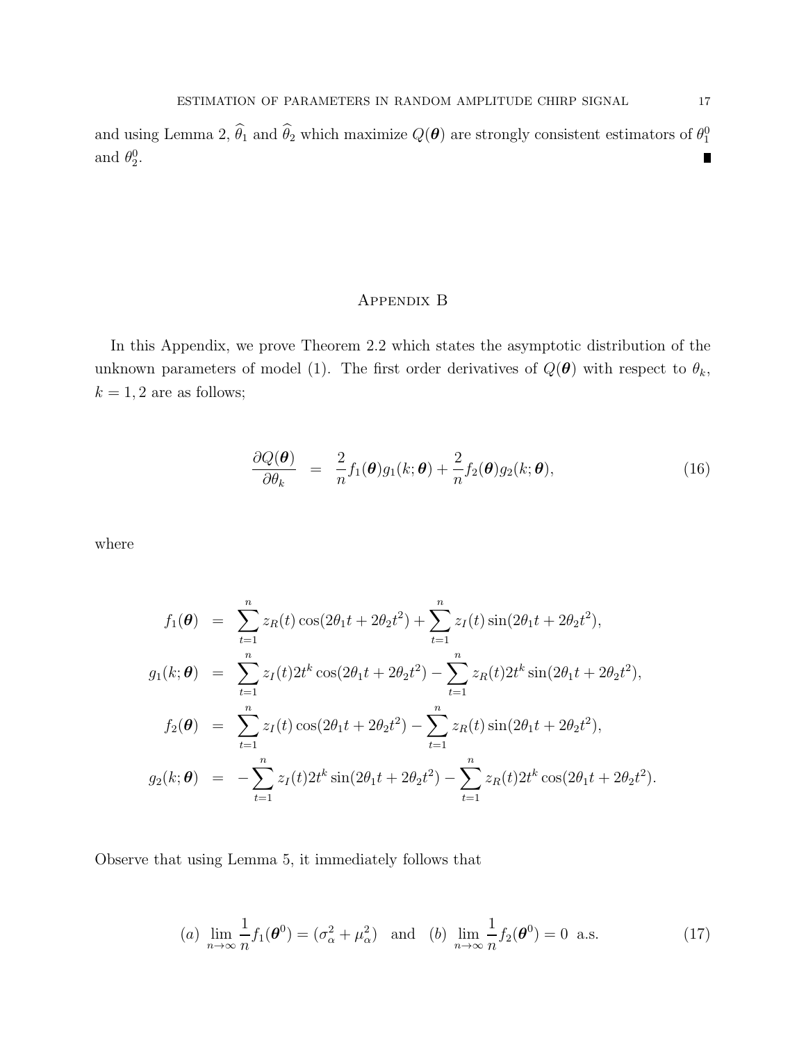and using Lemma 2, $\widehat{\theta}_1$ and $\widehat{\theta}_2$ which maximize $Q(\boldsymbol{\theta})$ are strongly consistent estimators of $\theta_1^0$ and $\theta_2^0$. ∎

## Appendix B

In this Appendix, we prove Theorem 2.2 which states the asymptotic distribution of the unknown parameters of model (1). The first order derivatives of $Q(\boldsymbol{\theta})$ with respect to $\theta_k$, $k = 1, 2$ are as follows;

$$\frac{\partial Q(\boldsymbol{\theta})}{\partial \theta_k} = \frac{2}{n} f_1(\boldsymbol{\theta}) g_1(k; \boldsymbol{\theta}) + \frac{2}{n} f_2(\boldsymbol{\theta}) g_2(k; \boldsymbol{\theta}), \tag{16}$$

where

$$\begin{aligned}
f_1(\boldsymbol{\theta}) &= \sum_{t=1}^{n} z_R(t) \cos(2\theta_1 t + 2\theta_2 t^2) + \sum_{t=1}^{n} z_I(t) \sin(2\theta_1 t + 2\theta_2 t^2), \\
g_1(k; \boldsymbol{\theta}) &= \sum_{t=1}^{n} z_I(t) 2t^k \cos(2\theta_1 t + 2\theta_2 t^2) - \sum_{t=1}^{n} z_R(t) 2t^k \sin(2\theta_1 t + 2\theta_2 t^2), \\
f_2(\boldsymbol{\theta}) &= \sum_{t=1}^{n} z_I(t) \cos(2\theta_1 t + 2\theta_2 t^2) - \sum_{t=1}^{n} z_R(t) \sin(2\theta_1 t + 2\theta_2 t^2), \\
g_2(k; \boldsymbol{\theta}) &= -\sum_{t=1}^{n} z_I(t) 2t^k \sin(2\theta_1 t + 2\theta_2 t^2) - \sum_{t=1}^{n} z_R(t) 2t^k \cos(2\theta_1 t + 2\theta_2 t^2).
\end{aligned}$$

Observe that using Lemma 5, it immediately follows that

$$(a) \ \lim_{n \to \infty} \frac{1}{n} f_1(\boldsymbol{\theta}^0) = (\sigma_\alpha^2 + \mu_\alpha^2) \quad \text{and} \quad (b) \ \lim_{n \to \infty} \frac{1}{n} f_2(\boldsymbol{\theta}^0) = 0 \ \text{ a.s.} \tag{17}$$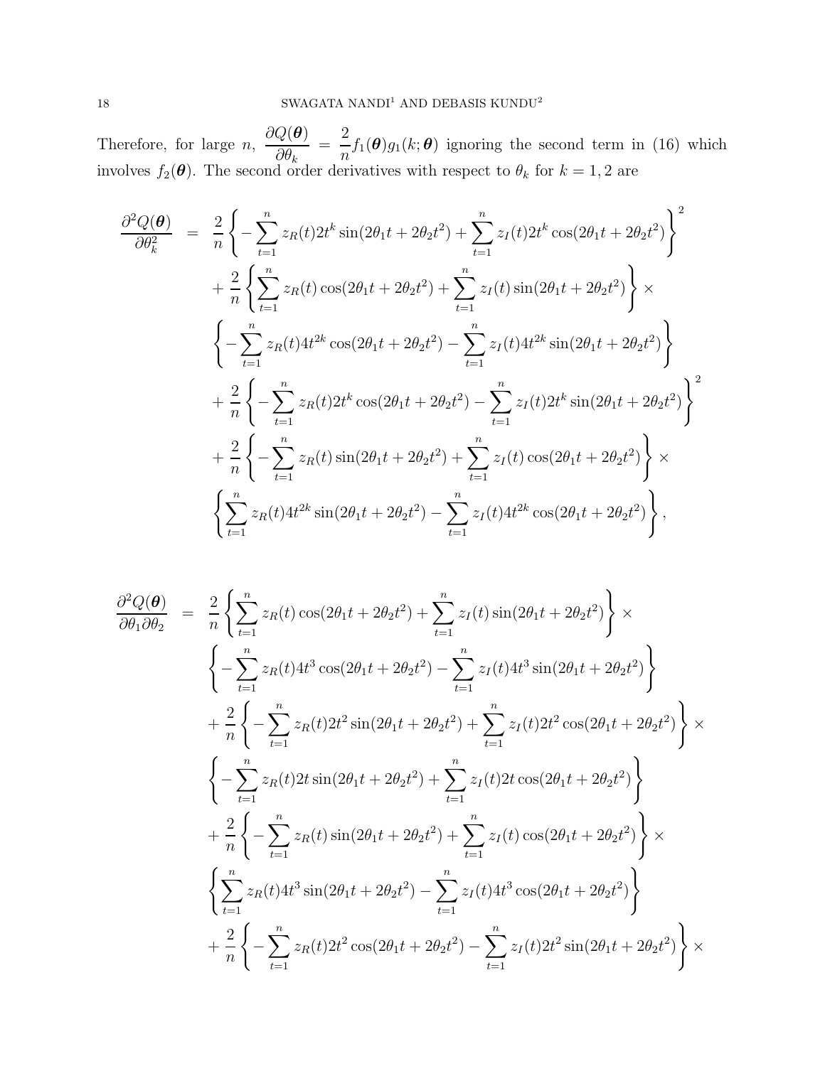Therefore, for large $n$, $\dfrac{\partial Q(\boldsymbol{\theta})}{\partial \theta_k} = \dfrac{2}{n} f_1(\boldsymbol{\theta}) g_1(k;\boldsymbol{\theta})$ ignoring the second term in (16) which involves $f_2(\boldsymbol{\theta})$. The second order derivatives with respect to $\theta_k$ for $k = 1, 2$ are

$$
\begin{aligned}
\frac{\partial^2 Q(\boldsymbol{\theta})}{\partial \theta_k^2} &= \frac{2}{n}\left\{-\sum_{t=1}^{n} z_R(t) 2t^k \sin(2\theta_1 t + 2\theta_2 t^2) + \sum_{t=1}^{n} z_I(t) 2t^k \cos(2\theta_1 t + 2\theta_2 t^2)\right\}^2 \\
&+ \frac{2}{n}\left\{\sum_{t=1}^{n} z_R(t) \cos(2\theta_1 t + 2\theta_2 t^2) + \sum_{t=1}^{n} z_I(t) \sin(2\theta_1 t + 2\theta_2 t^2)\right\} \times \\
&\left\{-\sum_{t=1}^{n} z_R(t) 4t^{2k} \cos(2\theta_1 t + 2\theta_2 t^2) - \sum_{t=1}^{n} z_I(t) 4t^{2k} \sin(2\theta_1 t + 2\theta_2 t^2)\right\} \\
&+ \frac{2}{n}\left\{-\sum_{t=1}^{n} z_R(t) 2t^k \cos(2\theta_1 t + 2\theta_2 t^2) - \sum_{t=1}^{n} z_I(t) 2t^k \sin(2\theta_1 t + 2\theta_2 t^2)\right\}^2 \\
&+ \frac{2}{n}\left\{-\sum_{t=1}^{n} z_R(t) \sin(2\theta_1 t + 2\theta_2 t^2) + \sum_{t=1}^{n} z_I(t) \cos(2\theta_1 t + 2\theta_2 t^2)\right\} \times \\
&\left\{\sum_{t=1}^{n} z_R(t) 4t^{2k} \sin(2\theta_1 t + 2\theta_2 t^2) - \sum_{t=1}^{n} z_I(t) 4t^{2k} \cos(2\theta_1 t + 2\theta_2 t^2)\right\},
\end{aligned}
$$

$$
\begin{aligned}
\frac{\partial^2 Q(\boldsymbol{\theta})}{\partial \theta_1 \partial \theta_2} &= \frac{2}{n}\left\{\sum_{t=1}^{n} z_R(t) \cos(2\theta_1 t + 2\theta_2 t^2) + \sum_{t=1}^{n} z_I(t) \sin(2\theta_1 t + 2\theta_2 t^2)\right\} \times \\
&\left\{-\sum_{t=1}^{n} z_R(t) 4t^3 \cos(2\theta_1 t + 2\theta_2 t^2) - \sum_{t=1}^{n} z_I(t) 4t^3 \sin(2\theta_1 t + 2\theta_2 t^2)\right\} \\
&+ \frac{2}{n}\left\{-\sum_{t=1}^{n} z_R(t) 2t^2 \sin(2\theta_1 t + 2\theta_2 t^2) + \sum_{t=1}^{n} z_I(t) 2t^2 \cos(2\theta_1 t + 2\theta_2 t^2)\right\} \times \\
&\left\{-\sum_{t=1}^{n} z_R(t) 2t \sin(2\theta_1 t + 2\theta_2 t^2) + \sum_{t=1}^{n} z_I(t) 2t \cos(2\theta_1 t + 2\theta_2 t^2)\right\} \\
&+ \frac{2}{n}\left\{-\sum_{t=1}^{n} z_R(t) \sin(2\theta_1 t + 2\theta_2 t^2) + \sum_{t=1}^{n} z_I(t) \cos(2\theta_1 t + 2\theta_2 t^2)\right\} \times \\
&\left\{\sum_{t=1}^{n} z_R(t) 4t^3 \sin(2\theta_1 t + 2\theta_2 t^2) - \sum_{t=1}^{n} z_I(t) 4t^3 \cos(2\theta_1 t + 2\theta_2 t^2)\right\} \\
&+ \frac{2}{n}\left\{-\sum_{t=1}^{n} z_R(t) 2t^2 \cos(2\theta_1 t + 2\theta_2 t^2) - \sum_{t=1}^{n} z_I(t) 2t^2 \sin(2\theta_1 t + 2\theta_2 t^2)\right\} \times
\end{aligned}
$$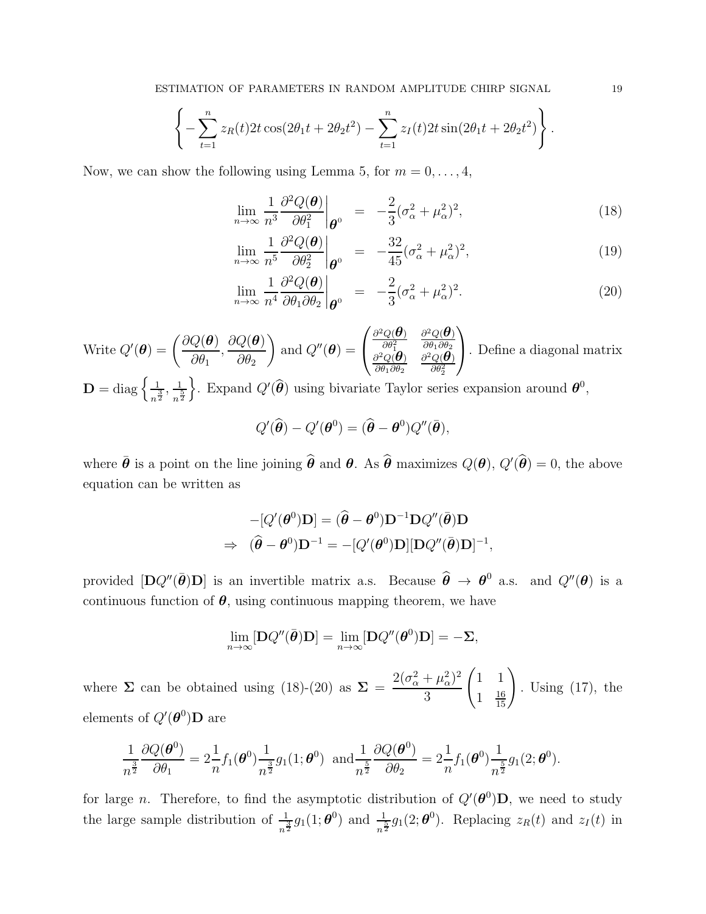$$\left\{ -\sum_{t=1}^{n} z_R(t) 2t \cos(2\theta_1 t + 2\theta_2 t^2) - \sum_{t=1}^{n} z_I(t) 2t \sin(2\theta_1 t + 2\theta_2 t^2) \right\}.$$

Now, we can show the following using Lemma 5, for $m = 0, \ldots, 4$,

$$\lim_{n\to\infty} \frac{1}{n^3} \frac{\partial^2 Q(\boldsymbol{\theta})}{\partial \theta_1^2}\bigg|_{\boldsymbol{\theta}^0} = -\frac{2}{3}(\sigma_\alpha^2 + \mu_\alpha^2)^2, \tag{18}$$

$$\lim_{n\to\infty} \frac{1}{n^5} \frac{\partial^2 Q(\boldsymbol{\theta})}{\partial \theta_2^2}\bigg|_{\boldsymbol{\theta}^0} = -\frac{32}{45}(\sigma_\alpha^2 + \mu_\alpha^2)^2, \tag{19}$$

$$\lim_{n\to\infty} \frac{1}{n^4} \frac{\partial^2 Q(\boldsymbol{\theta})}{\partial \theta_1 \partial \theta_2}\bigg|_{\boldsymbol{\theta}^0} = -\frac{2}{3}(\sigma_\alpha^2 + \mu_\alpha^2)^2. \tag{20}$$

Write $Q'(\boldsymbol{\theta}) = \left( \frac{\partial Q(\boldsymbol{\theta})}{\partial \theta_1}, \frac{\partial Q(\boldsymbol{\theta})}{\partial \theta_2} \right)$ and $Q''(\boldsymbol{\theta}) = \begin{pmatrix} \frac{\partial^2 Q(\boldsymbol{\theta})}{\partial \theta_1^2} & \frac{\partial^2 Q(\boldsymbol{\theta})}{\partial \theta_1 \partial \theta_2} \\ \frac{\partial^2 Q(\boldsymbol{\theta})}{\partial \theta_1 \partial \theta_2} & \frac{\partial^2 Q(\boldsymbol{\theta})}{\partial \theta_2^2} \end{pmatrix}$. Define a diagonal matrix $\mathbf{D} = \text{diag}\left\{ \frac{1}{n^{\frac{3}{2}}}, \frac{1}{n^{\frac{5}{2}}} \right\}$. Expand $Q'(\widehat{\boldsymbol{\theta}})$ using bivariate Taylor series expansion around $\boldsymbol{\theta}^0$,

$$Q'(\widehat{\boldsymbol{\theta}}) - Q'(\boldsymbol{\theta}^0) = (\widehat{\boldsymbol{\theta}} - \boldsymbol{\theta}^0) Q''(\bar{\boldsymbol{\theta}}),$$

where $\bar{\boldsymbol{\theta}}$ is a point on the line joining $\widehat{\boldsymbol{\theta}}$ and $\boldsymbol{\theta}$. As $\widehat{\boldsymbol{\theta}}$ maximizes $Q(\boldsymbol{\theta})$, $Q'(\widehat{\boldsymbol{\theta}}) = 0$, the above equation can be written as

$$\begin{aligned} -[Q'(\boldsymbol{\theta}^0)\mathbf{D}] &= (\widehat{\boldsymbol{\theta}} - \boldsymbol{\theta}^0)\mathbf{D}^{-1}\mathbf{D}Q''(\bar{\boldsymbol{\theta}})\mathbf{D} \\ \Rightarrow \quad (\widehat{\boldsymbol{\theta}} - \boldsymbol{\theta}^0)\mathbf{D}^{-1} &= -[Q'(\boldsymbol{\theta}^0)\mathbf{D}][\mathbf{D}Q''(\bar{\boldsymbol{\theta}})\mathbf{D}]^{-1}, \end{aligned}$$

provided $[\mathbf{D}Q''(\bar{\boldsymbol{\theta}})\mathbf{D}]$ is an invertible matrix a.s. Because $\widehat{\boldsymbol{\theta}} \to \boldsymbol{\theta}^0$ a.s. and $Q''(\boldsymbol{\theta})$ is a continuous function of $\boldsymbol{\theta}$, using continuous mapping theorem, we have

$$\lim_{n\to\infty} [\mathbf{D}Q''(\bar{\boldsymbol{\theta}})\mathbf{D}] = \lim_{n\to\infty} [\mathbf{D}Q''(\boldsymbol{\theta}^0)\mathbf{D}] = -\boldsymbol{\Sigma},$$

where $\boldsymbol{\Sigma}$ can be obtained using (18)-(20) as $\boldsymbol{\Sigma} = \dfrac{2(\sigma_\alpha^2 + \mu_\alpha^2)^2}{3} \begin{pmatrix} 1 & 1 \\ 1 & \frac{16}{15} \end{pmatrix}$. Using (17), the elements of $Q'(\boldsymbol{\theta}^0)\mathbf{D}$ are

$$\frac{1}{n^{\frac{3}{2}}} \frac{\partial Q(\boldsymbol{\theta}^0)}{\partial \theta_1} = 2\frac{1}{n} f_1(\boldsymbol{\theta}^0) \frac{1}{n^{\frac{3}{2}}} g_1(1; \boldsymbol{\theta}^0) \ \text{ and} \frac{1}{n^{\frac{5}{2}}} \frac{\partial Q(\boldsymbol{\theta}^0)}{\partial \theta_2} = 2\frac{1}{n} f_1(\boldsymbol{\theta}^0) \frac{1}{n^{\frac{5}{2}}} g_1(2; \boldsymbol{\theta}^0).$$

for large $n$. Therefore, to find the asymptotic distribution of $Q'(\boldsymbol{\theta}^0)\mathbf{D}$, we need to study the large sample distribution of $\frac{1}{n^{\frac{3}{2}}} g_1(1; \boldsymbol{\theta}^0)$ and $\frac{1}{n^{\frac{5}{2}}} g_1(2; \boldsymbol{\theta}^0)$. Replacing $z_R(t)$ and $z_I(t)$ in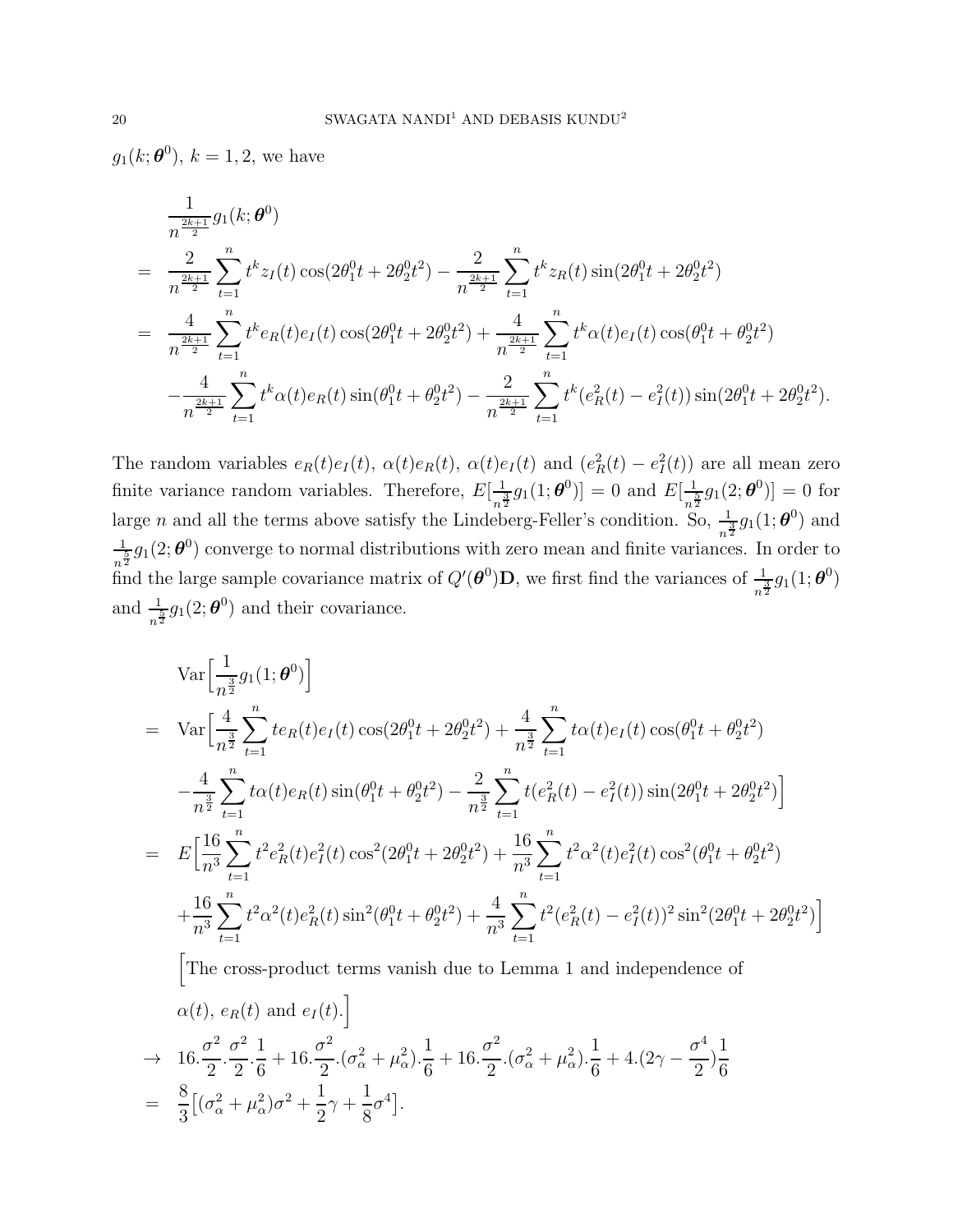$g_1(k;\boldsymbol{\theta}^0)$, $k=1,2$, we have

$$
\begin{aligned}
&\frac{1}{n^{\frac{2k+1}{2}}} g_1(k;\boldsymbol{\theta}^0) \\
= \ & \frac{2}{n^{\frac{2k+1}{2}}} \sum_{t=1}^{n} t^k z_I(t) \cos(2\theta_1^0 t + 2\theta_2^0 t^2) - \frac{2}{n^{\frac{2k+1}{2}}} \sum_{t=1}^{n} t^k z_R(t) \sin(2\theta_1^0 t + 2\theta_2^0 t^2) \\
= \ & \frac{4}{n^{\frac{2k+1}{2}}} \sum_{t=1}^{n} t^k e_R(t) e_I(t) \cos(2\theta_1^0 t + 2\theta_2^0 t^2) + \frac{4}{n^{\frac{2k+1}{2}}} \sum_{t=1}^{n} t^k \alpha(t) e_I(t) \cos(\theta_1^0 t + \theta_2^0 t^2) \\
& - \frac{4}{n^{\frac{2k+1}{2}}} \sum_{t=1}^{n} t^k \alpha(t) e_R(t) \sin(\theta_1^0 t + \theta_2^0 t^2) - \frac{2}{n^{\frac{2k+1}{2}}} \sum_{t=1}^{n} t^k (e_R^2(t) - e_I^2(t)) \sin(2\theta_1^0 t + 2\theta_2^0 t^2).
\end{aligned}
$$

The random variables $e_R(t)e_I(t)$, $\alpha(t)e_R(t)$, $\alpha(t)e_I(t)$ and $(e_R^2(t) - e_I^2(t))$ are all mean zero finite variance random variables. Therefore, $E[\frac{1}{n^{\frac{3}{2}}} g_1(1;\boldsymbol{\theta}^0)] = 0$ and $E[\frac{1}{n^{\frac{5}{2}}} g_1(2;\boldsymbol{\theta}^0)] = 0$ for large $n$ and all the terms above satisfy the Lindeberg-Feller's condition. So, $\frac{1}{n^{\frac{3}{2}}} g_1(1;\boldsymbol{\theta}^0)$ and $\frac{1}{n^{\frac{5}{2}}} g_1(2;\boldsymbol{\theta}^0)$ converge to normal distributions with zero mean and finite variances. In order to find the large sample covariance matrix of $Q'(\boldsymbol{\theta}^0)\mathbf{D}$, we first find the variances of $\frac{1}{n^{\frac{3}{2}}} g_1(1;\boldsymbol{\theta}^0)$ and $\frac{1}{n^{\frac{5}{2}}} g_1(2;\boldsymbol{\theta}^0)$ and their covariance.

$$
\begin{aligned}
& \mathrm{Var}\Big[\frac{1}{n^{\frac{3}{2}}} g_1(1;\boldsymbol{\theta}^0)\Big] \\
= \ & \mathrm{Var}\Big[\frac{4}{n^{\frac{3}{2}}} \sum_{t=1}^{n} t e_R(t) e_I(t) \cos(2\theta_1^0 t + 2\theta_2^0 t^2) + \frac{4}{n^{\frac{3}{2}}} \sum_{t=1}^{n} t \alpha(t) e_I(t) \cos(\theta_1^0 t + \theta_2^0 t^2) \\
& - \frac{4}{n^{\frac{3}{2}}} \sum_{t=1}^{n} t \alpha(t) e_R(t) \sin(\theta_1^0 t + \theta_2^0 t^2) - \frac{2}{n^{\frac{3}{2}}} \sum_{t=1}^{n} t (e_R^2(t) - e_I^2(t)) \sin(2\theta_1^0 t + 2\theta_2^0 t^2)\Big] \\
= \ & E\Big[\frac{16}{n^3} \sum_{t=1}^{n} t^2 e_R^2(t) e_I^2(t) \cos^2(2\theta_1^0 t + 2\theta_2^0 t^2) + \frac{16}{n^3} \sum_{t=1}^{n} t^2 \alpha^2(t) e_I^2(t) \cos^2(\theta_1^0 t + \theta_2^0 t^2) \\
& + \frac{16}{n^3} \sum_{t=1}^{n} t^2 \alpha^2(t) e_R^2(t) \sin^2(\theta_1^0 t + \theta_2^0 t^2) + \frac{4}{n^3} \sum_{t=1}^{n} t^2 (e_R^2(t) - e_I^2(t))^2 \sin^2(2\theta_1^0 t + 2\theta_2^0 t^2)\Big] \\
& \Big[\text{The cross-product terms vanish due to Lemma 1 and independence of } \\
& \alpha(t),\ e_R(t) \text{ and } e_I(t).\Big] \\
\to \ & 16.\frac{\sigma^2}{2}.\frac{\sigma^2}{2}.\frac{1}{6} + 16.\frac{\sigma^2}{2}.(\sigma_\alpha^2 + \mu_\alpha^2).\frac{1}{6} + 16.\frac{\sigma^2}{2}.(\sigma_\alpha^2 + \mu_\alpha^2).\frac{1}{6} + 4.(2\gamma - \frac{\sigma^4}{2})\frac{1}{6} \\
= \ & \frac{8}{3}\big[(\sigma_\alpha^2 + \mu_\alpha^2)\sigma^2 + \frac{1}{2}\gamma + \frac{1}{8}\sigma^4\big].
\end{aligned}
$$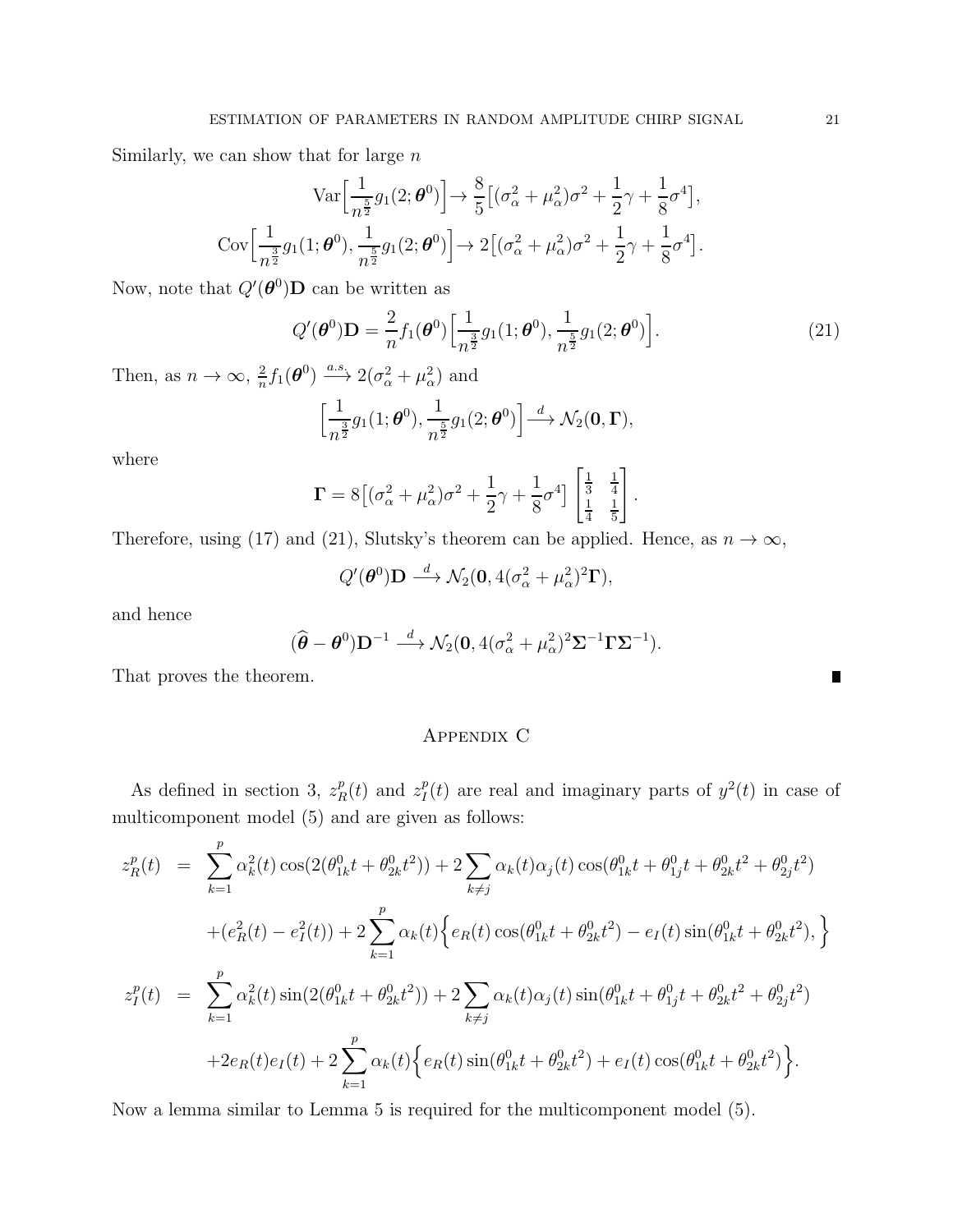Similarly, we can show that for large $n$

$$\mathrm{Var}\Big[\frac{1}{n^{\frac{5}{2}}}g_1(2;\boldsymbol{\theta}^0)\Big] \to \frac{8}{5}\big[(\sigma_\alpha^2+\mu_\alpha^2)\sigma^2 + \frac{1}{2}\gamma + \frac{1}{8}\sigma^4\big],$$

$$\mathrm{Cov}\Big[\frac{1}{n^{\frac{3}{2}}}g_1(1;\boldsymbol{\theta}^0), \frac{1}{n^{\frac{5}{2}}}g_1(2;\boldsymbol{\theta}^0)\Big] \to 2\big[(\sigma_\alpha^2+\mu_\alpha^2)\sigma^2 + \frac{1}{2}\gamma + \frac{1}{8}\sigma^4\big].$$

Now, note that $Q'(\boldsymbol{\theta}^0)\mathbf{D}$ can be written as

$$Q'(\boldsymbol{\theta}^0)\mathbf{D} = \frac{2}{n}f_1(\boldsymbol{\theta}^0)\Big[\frac{1}{n^{\frac{3}{2}}}g_1(1;\boldsymbol{\theta}^0), \frac{1}{n^{\frac{5}{2}}}g_1(2;\boldsymbol{\theta}^0)\Big]. \tag{21}$$

Then, as $n \to \infty$, $\frac{2}{n}f_1(\boldsymbol{\theta}^0) \xrightarrow{a.s.} 2(\sigma_\alpha^2+\mu_\alpha^2)$ and

$$\Big[\frac{1}{n^{\frac{3}{2}}}g_1(1;\boldsymbol{\theta}^0), \frac{1}{n^{\frac{5}{2}}}g_1(2;\boldsymbol{\theta}^0)\Big] \xrightarrow{d} \mathcal{N}_2(\mathbf{0}, \boldsymbol{\Gamma}),$$

where

$$\boldsymbol{\Gamma} = 8\big[(\sigma_\alpha^2+\mu_\alpha^2)\sigma^2 + \frac{1}{2}\gamma + \frac{1}{8}\sigma^4\big]\begin{bmatrix}\frac{1}{3} & \frac{1}{4} \\ \frac{1}{4} & \frac{1}{5}\end{bmatrix}.$$

Therefore, using (17) and (21), Slutsky's theorem can be applied. Hence, as $n \to \infty$,

$$Q'(\boldsymbol{\theta}^0)\mathbf{D} \xrightarrow{d} \mathcal{N}_2(\mathbf{0}, 4(\sigma_\alpha^2+\mu_\alpha^2)^2\boldsymbol{\Gamma}),$$

and hence

$$(\widehat{\boldsymbol{\theta}} - \boldsymbol{\theta}^0)\mathbf{D}^{-1} \xrightarrow{d} \mathcal{N}_2(\mathbf{0}, 4(\sigma_\alpha^2+\mu_\alpha^2)^2\boldsymbol{\Sigma}^{-1}\boldsymbol{\Gamma}\boldsymbol{\Sigma}^{-1}).$$

That proves the theorem. ∎

## Appendix C

As defined in section 3, $z_R^p(t)$ and $z_I^p(t)$ are real and imaginary parts of $y^2(t)$ in case of multicomponent model (5) and are given as follows:

$$\begin{aligned}
z_R^p(t) &= \sum_{k=1}^{p}\alpha_k^2(t)\cos(2(\theta_{1k}^0 t + \theta_{2k}^0 t^2)) + 2\sum_{k\neq j}\alpha_k(t)\alpha_j(t)\cos(\theta_{1k}^0 t + \theta_{1j}^0 t + \theta_{2k}^0 t^2 + \theta_{2j}^0 t^2) \\
&\quad + (e_R^2(t) - e_I^2(t)) + 2\sum_{k=1}^{p}\alpha_k(t)\Big\{e_R(t)\cos(\theta_{1k}^0 t + \theta_{2k}^0 t^2) - e_I(t)\sin(\theta_{1k}^0 t + \theta_{2k}^0 t^2),\Big\} \\
z_I^p(t) &= \sum_{k=1}^{p}\alpha_k^2(t)\sin(2(\theta_{1k}^0 t + \theta_{2k}^0 t^2)) + 2\sum_{k\neq j}\alpha_k(t)\alpha_j(t)\sin(\theta_{1k}^0 t + \theta_{1j}^0 t + \theta_{2k}^0 t^2 + \theta_{2j}^0 t^2) \\
&\quad + 2e_R(t)e_I(t) + 2\sum_{k=1}^{p}\alpha_k(t)\Big\{e_R(t)\sin(\theta_{1k}^0 t + \theta_{2k}^0 t^2) + e_I(t)\cos(\theta_{1k}^0 t + \theta_{2k}^0 t^2)\Big\}.
\end{aligned}$$

Now a lemma similar to Lemma 5 is required for the multicomponent model (5).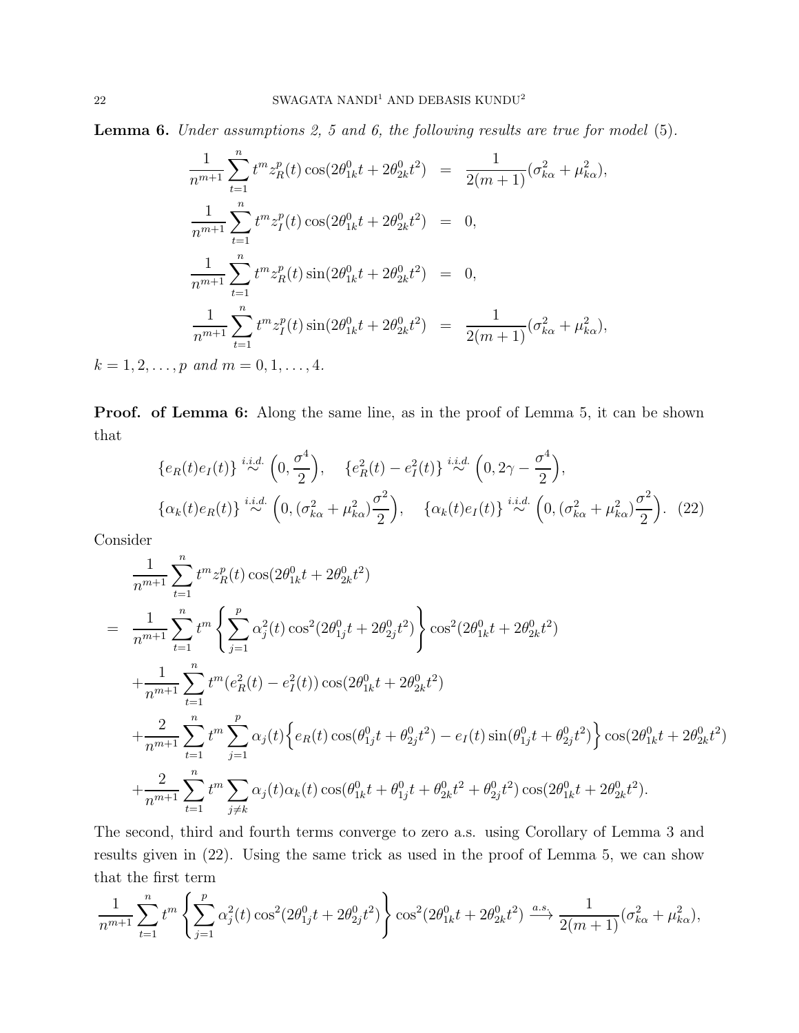**Lemma 6.** *Under assumptions 2, 5 and 6, the following results are true for model* (5).

$$
\begin{aligned}
\frac{1}{n^{m+1}} \sum_{t=1}^{n} t^m z_R^p(t) \cos(2\theta_{1k}^0 t + 2\theta_{2k}^0 t^2) &= \frac{1}{2(m+1)} (\sigma_{k\alpha}^2 + \mu_{k\alpha}^2), \\
\frac{1}{n^{m+1}} \sum_{t=1}^{n} t^m z_I^p(t) \cos(2\theta_{1k}^0 t + 2\theta_{2k}^0 t^2) &= 0, \\
\frac{1}{n^{m+1}} \sum_{t=1}^{n} t^m z_R^p(t) \sin(2\theta_{1k}^0 t + 2\theta_{2k}^0 t^2) &= 0, \\
\frac{1}{n^{m+1}} \sum_{t=1}^{n} t^m z_I^p(t) \sin(2\theta_{1k}^0 t + 2\theta_{2k}^0 t^2) &= \frac{1}{2(m+1)} (\sigma_{k\alpha}^2 + \mu_{k\alpha}^2),
\end{aligned}
$$

$k = 1, 2, \ldots, p$ *and* $m = 0, 1, \ldots, 4$.

**Proof. of Lemma 6:** Along the same line, as in the proof of Lemma 5, it can be shown that

$$
\begin{aligned}
&\{e_R(t) e_I(t)\} \stackrel{i.i.d.}{\sim} \Big(0, \frac{\sigma^4}{2}\Big), \quad \{e_R^2(t) - e_I^2(t)\} \stackrel{i.i.d.}{\sim} \Big(0, 2\gamma - \frac{\sigma^4}{2}\Big), \\
&\{\alpha_k(t) e_R(t)\} \stackrel{i.i.d.}{\sim} \Big(0, (\sigma_{k\alpha}^2 + \mu_{k\alpha}^2)\frac{\sigma^2}{2}\Big), \quad \{\alpha_k(t) e_I(t)\} \stackrel{i.i.d.}{\sim} \Big(0, (\sigma_{k\alpha}^2 + \mu_{k\alpha}^2)\frac{\sigma^2}{2}\Big). \quad (22)
\end{aligned}
$$

Consider

$$
\begin{aligned}
&\frac{1}{n^{m+1}} \sum_{t=1}^{n} t^m z_R^p(t) \cos(2\theta_{1k}^0 t + 2\theta_{2k}^0 t^2) \\
= \; &\frac{1}{n^{m+1}} \sum_{t=1}^{n} t^m \left\{ \sum_{j=1}^{p} \alpha_j^2(t) \cos^2(2\theta_{1j}^0 t + 2\theta_{2j}^0 t^2) \right\} \cos^2(2\theta_{1k}^0 t + 2\theta_{2k}^0 t^2) \\
&+ \frac{1}{n^{m+1}} \sum_{t=1}^{n} t^m (e_R^2(t) - e_I^2(t)) \cos(2\theta_{1k}^0 t + 2\theta_{2k}^0 t^2) \\
&+ \frac{2}{n^{m+1}} \sum_{t=1}^{n} t^m \sum_{j=1}^{p} \alpha_j(t) \Big\{ e_R(t) \cos(\theta_{1j}^0 t + \theta_{2j}^0 t^2) - e_I(t) \sin(\theta_{1j}^0 t + \theta_{2j}^0 t^2) \Big\} \cos(2\theta_{1k}^0 t + 2\theta_{2k}^0 t^2) \\
&+ \frac{2}{n^{m+1}} \sum_{t=1}^{n} t^m \sum_{j \neq k} \alpha_j(t) \alpha_k(t) \cos(\theta_{1k}^0 t + \theta_{1j}^0 t + \theta_{2k}^0 t^2 + \theta_{2j}^0 t^2) \cos(2\theta_{1k}^0 t + 2\theta_{2k}^0 t^2).
\end{aligned}
$$

The second, third and fourth terms converge to zero a.s. using Corollary of Lemma 3 and results given in (22). Using the same trick as used in the proof of Lemma 5, we can show that the first term

$$
\frac{1}{n^{m+1}} \sum_{t=1}^{n} t^m \left\{ \sum_{j=1}^{p} \alpha_j^2(t) \cos^2(2\theta_{1j}^0 t + 2\theta_{2j}^0 t^2) \right\} \cos^2(2\theta_{1k}^0 t + 2\theta_{2k}^0 t^2) \xrightarrow{a.s.} \frac{1}{2(m+1)} (\sigma_{k\alpha}^2 + \mu_{k\alpha}^2),
$$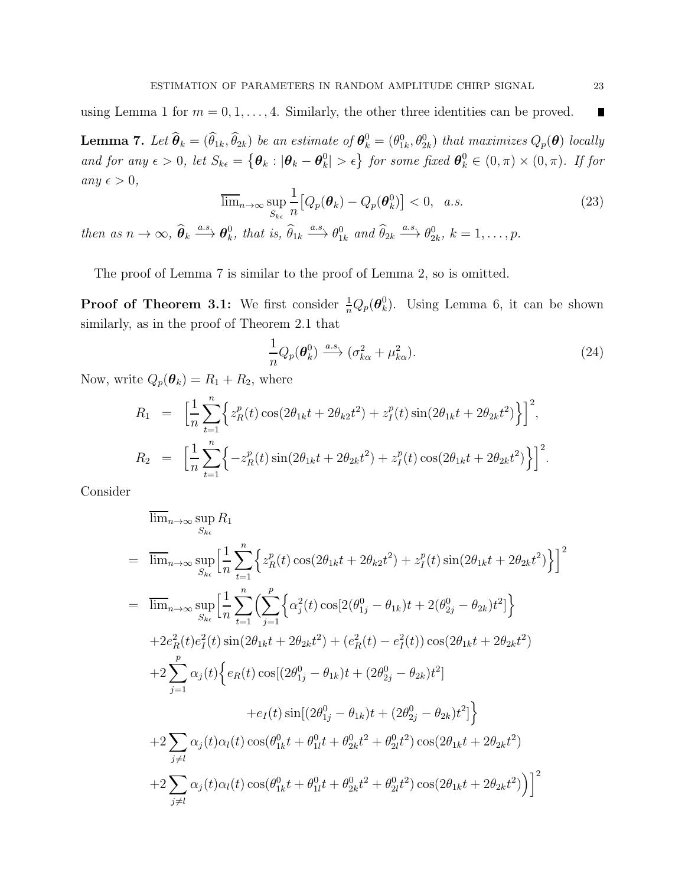using Lemma 1 for $m = 0, 1, \ldots, 4$. Similarly, the other three identities can be proved. ∎

**Lemma 7.** *Let $\widehat{\boldsymbol{\theta}}_k = (\widehat{\theta}_{1k}, \widehat{\theta}_{2k})$ be an estimate of $\boldsymbol{\theta}_k^0 = (\theta_{1k}^0, \theta_{2k}^0)$ that maximizes $Q_p(\boldsymbol{\theta})$ locally and for any $\epsilon > 0$, let $S_{k\epsilon} = \big\{\boldsymbol{\theta}_k : |\boldsymbol{\theta}_k - \boldsymbol{\theta}_k^0| > \epsilon\big\}$ for some fixed $\boldsymbol{\theta}_k^0 \in (0,\pi) \times (0,\pi)$. If for any $\epsilon > 0$,*

$$\overline{\lim}_{n\to\infty} \sup_{S_{k\epsilon}} \frac{1}{n}\big[Q_p(\boldsymbol{\theta}_k) - Q_p(\boldsymbol{\theta}_k^0)\big] < 0, \quad a.s. \tag{23}$$

*then as $n \to \infty$, $\widehat{\boldsymbol{\theta}}_k \xrightarrow{a.s.} \boldsymbol{\theta}_k^0$, that is, $\widehat{\theta}_{1k} \xrightarrow{a.s.} \theta_{1k}^0$ and $\widehat{\theta}_{2k} \xrightarrow{a.s.} \theta_{2k}^0$, $k = 1, \ldots, p$.*

The proof of Lemma 7 is similar to the proof of Lemma 2, so is omitted.

**Proof of Theorem 3.1:** We first consider $\frac{1}{n}Q_p(\boldsymbol{\theta}_k^0)$. Using Lemma 6, it can be shown similarly, as in the proof of Theorem 2.1 that

$$\frac{1}{n}Q_p(\boldsymbol{\theta}_k^0) \xrightarrow{a.s.} (\sigma_{k\alpha}^2 + \mu_{k\alpha}^2). \tag{24}$$

Now, write $Q_p(\boldsymbol{\theta}_k) = R_1 + R_2$, where

$$\begin{aligned}
R_1 &= \Big[\frac{1}{n}\sum_{t=1}^{n}\Big\{ z_R^p(t)\cos(2\theta_{1k}t + 2\theta_{k2}t^2) + z_I^p(t)\sin(2\theta_{1k}t + 2\theta_{2k}t^2)\Big\}\Big]^2, \\
R_2 &= \Big[\frac{1}{n}\sum_{t=1}^{n}\Big\{ -z_R^p(t)\sin(2\theta_{1k}t + 2\theta_{2k}t^2) + z_I^p(t)\cos(2\theta_{1k}t + 2\theta_{2k}t^2)\Big\}\Big]^2.
\end{aligned}$$

Consider

$$\begin{aligned}
& \overline{\lim}_{n\to\infty} \sup_{S_{k\epsilon}} R_1 \\
= \; & \overline{\lim}_{n\to\infty} \sup_{S_{k\epsilon}} \Big[\frac{1}{n}\sum_{t=1}^{n}\Big\{ z_R^p(t)\cos(2\theta_{1k}t + 2\theta_{k2}t^2) + z_I^p(t)\sin(2\theta_{1k}t + 2\theta_{2k}t^2)\Big\}\Big]^2 \\
= \; & \overline{\lim}_{n\to\infty} \sup_{S_{k\epsilon}} \Big[\frac{1}{n}\sum_{t=1}^{n}\Big(\sum_{j=1}^{p}\Big\{\alpha_j^2(t)\cos[2(\theta_{1j}^0 - \theta_{1k})t + 2(\theta_{2j}^0 - \theta_{2k})t^2]\Big\} \\
& + 2e_R^2(t)e_I^2(t)\sin(2\theta_{1k}t + 2\theta_{2k}t^2) + (e_R^2(t) - e_I^2(t))\cos(2\theta_{1k}t + 2\theta_{2k}t^2) \\
& + 2\sum_{j=1}^{p}\alpha_j(t)\Big\{e_R(t)\cos[(2\theta_{1j}^0 - \theta_{1k})t + (2\theta_{2j}^0 - \theta_{2k})t^2] \\
& \qquad\qquad + e_I(t)\sin[(2\theta_{1j}^0 - \theta_{1k})t + (2\theta_{2j}^0 - \theta_{2k})t^2]\Big\} \\
& + 2\sum_{j\neq l}\alpha_j(t)\alpha_l(t)\cos(\theta_{1k}^0 t + \theta_{1l}^0 t + \theta_{2k}^0 t^2 + \theta_{2l}^0 t^2)\cos(2\theta_{1k}t + 2\theta_{2k}t^2) \\
& + 2\sum_{j\neq l}\alpha_j(t)\alpha_l(t)\cos(\theta_{1k}^0 t + \theta_{1l}^0 t + \theta_{2k}^0 t^2 + \theta_{2l}^0 t^2)\cos(2\theta_{1k}t + 2\theta_{2k}t^2)\Big)\Big]^2
\end{aligned}$$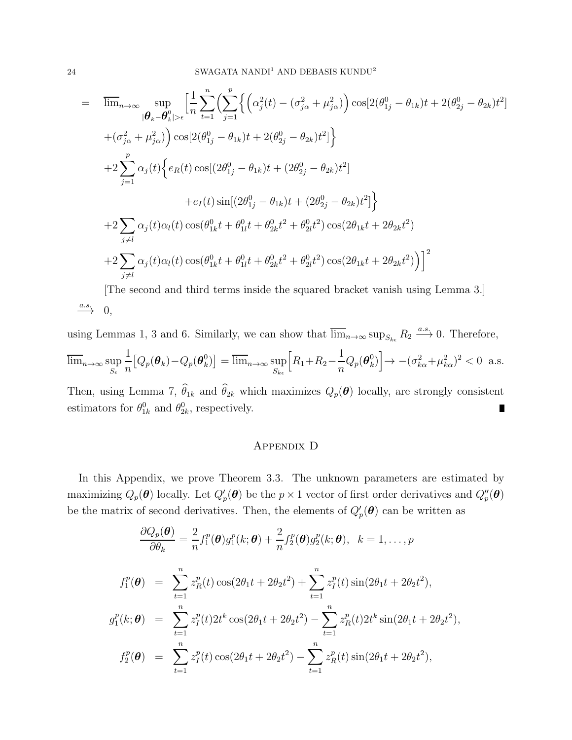$$
\begin{aligned}
= \quad & \overline{\lim}_{n\to\infty} \sup_{|\boldsymbol{\theta}_k - \boldsymbol{\theta}_k^0| > \epsilon} \Big[ \frac{1}{n} \sum_{t=1}^{n} \Big( \sum_{j=1}^{p} \Big\{ \Big( \alpha_j^2(t) - (\sigma_{j\alpha}^2 + \mu_{j\alpha}^2) \Big) \cos[2(\theta_{1j}^0 - \theta_{1k})t + 2(\theta_{2j}^0 - \theta_{2k})t^2] \\
& + (\sigma_{j\alpha}^2 + \mu_{j\alpha}^2) \Big) \cos[2(\theta_{1j}^0 - \theta_{1k})t + 2(\theta_{2j}^0 - \theta_{2k})t^2] \Big\} \\
& + 2 \sum_{j=1}^{p} \alpha_j(t) \Big\{ e_R(t) \cos[(2\theta_{1j}^0 - \theta_{1k})t + (2\theta_{2j}^0 - \theta_{2k})t^2] \\
& \qquad\qquad + e_I(t) \sin[(2\theta_{1j}^0 - \theta_{1k})t + (2\theta_{2j}^0 - \theta_{2k})t^2] \Big\} \\
& + 2 \sum_{j \neq l} \alpha_j(t) \alpha_l(t) \cos(\theta_{1k}^0 t + \theta_{1l}^0 t + \theta_{2k}^0 t^2 + \theta_{2l}^0 t^2) \cos(2\theta_{1k} t + 2\theta_{2k} t^2) \\
& + 2 \sum_{j \neq l} \alpha_j(t) \alpha_l(t) \cos(\theta_{1k}^0 t + \theta_{1l}^0 t + \theta_{2k}^0 t^2 + \theta_{2l}^0 t^2) \cos(2\theta_{1k} t + 2\theta_{2k} t^2) \Big) \Big]^2
\end{aligned}
$$

[The second and third terms inside the squared bracket vanish using Lemma 3.]

$$\xrightarrow{a.s.} \quad 0,$$

using Lemmas 1, 3 and 6. Similarly, we can show that $\overline{\lim}_{n\to\infty} \sup_{S_{k\epsilon}} R_2 \xrightarrow{a.s.} 0$. Therefore,

$$\overline{\lim}_{n\to\infty} \sup_{S_\epsilon} \frac{1}{n} \big[ Q_p(\boldsymbol{\theta}_k) - Q_p(\boldsymbol{\theta}_k^0) \big] = \overline{\lim}_{n\to\infty} \sup_{S_{k\epsilon}} \Big[ R_1 + R_2 - \frac{1}{n} Q_p(\boldsymbol{\theta}_k^0) \Big] \to -(\sigma_{k\alpha}^2 + \mu_{k\alpha}^2)^2 < 0 \ \text{ a.s.}$$

Then, using Lemma 7, $\widehat{\theta}_{1k}$ and $\widehat{\theta}_{2k}$ which maximizes $Q_p(\boldsymbol{\theta})$ locally, are strongly consistent estimators for $\theta_{1k}^0$ and $\theta_{2k}^0$, respectively. ∎

## Appendix D

In this Appendix, we prove Theorem 3.3. The unknown parameters are estimated by maximizing $Q_p(\boldsymbol{\theta})$ locally. Let $Q_p'(\boldsymbol{\theta})$ be the $p \times 1$ vector of first order derivatives and $Q_p''(\boldsymbol{\theta})$ be the matrix of second derivatives. Then, the elements of $Q_p'(\boldsymbol{\theta})$ can be written as

$$\frac{\partial Q_p(\boldsymbol{\theta})}{\partial \theta_k} = \frac{2}{n} f_1^p(\boldsymbol{\theta}) g_1^p(k; \boldsymbol{\theta}) + \frac{2}{n} f_2^p(\boldsymbol{\theta}) g_2^p(k; \boldsymbol{\theta}), \quad k = 1, \ldots, p$$

$$
\begin{aligned}
f_1^p(\boldsymbol{\theta}) &= \sum_{t=1}^{n} z_R^p(t) \cos(2\theta_1 t + 2\theta_2 t^2) + \sum_{t=1}^{n} z_I^p(t) \sin(2\theta_1 t + 2\theta_2 t^2), \\
g_1^p(k; \boldsymbol{\theta}) &= \sum_{t=1}^{n} z_I^p(t) 2t^k \cos(2\theta_1 t + 2\theta_2 t^2) - \sum_{t=1}^{n} z_R^p(t) 2t^k \sin(2\theta_1 t + 2\theta_2 t^2), \\
f_2^p(\boldsymbol{\theta}) &= \sum_{t=1}^{n} z_I^p(t) \cos(2\theta_1 t + 2\theta_2 t^2) - \sum_{t=1}^{n} z_R^p(t) \sin(2\theta_1 t + 2\theta_2 t^2),
\end{aligned}
$$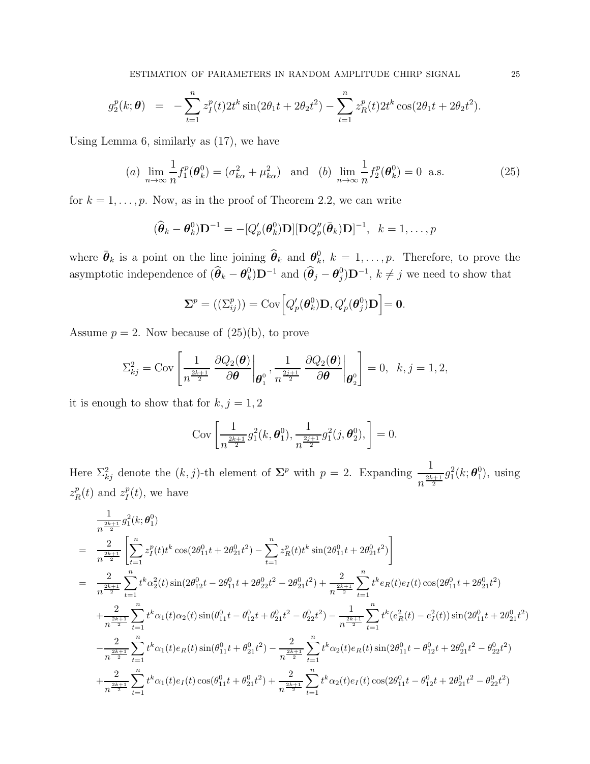$$g_2^p(k;\boldsymbol{\theta}) \;\; = \;\; -\sum_{t=1}^{n} z_I^p(t) 2t^k \sin(2\theta_1 t + 2\theta_2 t^2) - \sum_{t=1}^{n} z_R^p(t) 2t^k \cos(2\theta_1 t + 2\theta_2 t^2).$$

Using Lemma 6, similarly as (17), we have

$$(a) \lim_{n\to\infty} \frac{1}{n} f_1^p(\boldsymbol{\theta}_k^0) = (\sigma_{k\alpha}^2 + \mu_{k\alpha}^2) \quad \text{and} \quad (b) \lim_{n\to\infty} \frac{1}{n} f_2^p(\boldsymbol{\theta}_k^0) = 0 \;\text{ a.s.} \tag{25}$$

for $k = 1, \ldots, p$. Now, as in the proof of Theorem 2.2, we can write

$$(\widehat{\boldsymbol{\theta}}_k - \boldsymbol{\theta}_k^0)\mathbf{D}^{-1} = -[Q_p'(\boldsymbol{\theta}_k^0)\mathbf{D}][\mathbf{D}Q_p''(\bar{\boldsymbol{\theta}}_k)\mathbf{D}]^{-1}, \;\; k = 1, \ldots, p$$

where $\bar{\boldsymbol{\theta}}_k$ is a point on the line joining $\widehat{\boldsymbol{\theta}}_k$ and $\boldsymbol{\theta}_k^0$, $k = 1, \ldots, p$. Therefore, to prove the asymptotic independence of $(\widehat{\boldsymbol{\theta}}_k - \boldsymbol{\theta}_k^0)\mathbf{D}^{-1}$ and $(\widehat{\boldsymbol{\theta}}_j - \boldsymbol{\theta}_j^0)\mathbf{D}^{-1}$, $k \neq j$ we need to show that

$$\boldsymbol{\Sigma}^p = ((\Sigma_{ij}^p)) = \text{Cov}\Big[Q_p'(\boldsymbol{\theta}_k^0)\mathbf{D}, Q_p'(\boldsymbol{\theta}_j^0)\mathbf{D}\Big] = \mathbf{0}.$$

Assume $p = 2$. Now because of (25)(b), to prove

$$\Sigma_{kj}^2 = \text{Cov}\left[\frac{1}{n^{\frac{2k+1}{2}}} \left.\frac{\partial Q_2(\boldsymbol{\theta})}{\partial \boldsymbol{\theta}}\right|_{\boldsymbol{\theta}_1^0}, \frac{1}{n^{\frac{2j+1}{2}}} \left.\frac{\partial Q_2(\boldsymbol{\theta})}{\partial \boldsymbol{\theta}}\right|_{\boldsymbol{\theta}_2^0}\right] = 0, \;\; k, j = 1, 2,$$

it is enough to show that for $k, j = 1, 2$

$$\text{Cov}\left[\frac{1}{n^{\frac{2k+1}{2}}} g_1^2(k, \boldsymbol{\theta}_1^0), \frac{1}{n^{\frac{2j+1}{2}}} g_1^2(j, \boldsymbol{\theta}_2^0), \right] = 0.$$

Here $\Sigma_{kj}^2$ denote the $(k,j)$-th element of $\boldsymbol{\Sigma}^p$ with $p = 2$. Expanding $\dfrac{1}{n^{\frac{2k+1}{2}}} g_1^2(k;\boldsymbol{\theta}_1^0)$, using $z_R^p(t)$ and $z_I^p(t)$, we have

$$\begin{aligned}
& \frac{1}{n^{\frac{2k+1}{2}}} g_1^2(k;\boldsymbol{\theta}_1^0) \\
= \;\; & \frac{2}{n^{\frac{2k+1}{2}}} \left[\sum_{t=1}^{n} z_I^p(t) t^k \cos(2\theta_{11}^0 t + 2\theta_{21}^0 t^2) - \sum_{t=1}^{n} z_R^p(t) t^k \sin(2\theta_{11}^0 t + 2\theta_{21}^0 t^2)\right] \\
= \;\; & \frac{2}{n^{\frac{2k+1}{2}}} \sum_{t=1}^{n} t^k \alpha_2^2(t) \sin(2\theta_{12}^0 t - 2\theta_{11}^0 t + 2\theta_{22}^0 t^2 - 2\theta_{21}^0 t^2) + \frac{2}{n^{\frac{2k+1}{2}}} \sum_{t=1}^{n} t^k e_R(t) e_I(t) \cos(2\theta_{11}^0 t + 2\theta_{21}^0 t^2) \\
& + \frac{2}{n^{\frac{2k+1}{2}}} \sum_{t=1}^{n} t^k \alpha_1(t)\alpha_2(t) \sin(\theta_{11}^0 t - \theta_{12}^0 t + \theta_{21}^0 t^2 - \theta_{22}^0 t^2) - \frac{1}{n^{\frac{2k+1}{2}}} \sum_{t=1}^{n} t^k (e_R^2(t) - e_I^2(t)) \sin(2\theta_{11}^0 t + 2\theta_{21}^0 t^2) \\
& - \frac{2}{n^{\frac{2k+1}{2}}} \sum_{t=1}^{n} t^k \alpha_1(t) e_R(t) \sin(\theta_{11}^0 t + \theta_{21}^0 t^2) - \frac{2}{n^{\frac{2k+1}{2}}} \sum_{t=1}^{n} t^k \alpha_2(t) e_R(t) \sin(2\theta_{11}^0 t - \theta_{12}^0 t + 2\theta_{21}^0 t^2 - \theta_{22}^0 t^2) \\
& + \frac{2}{n^{\frac{2k+1}{2}}} \sum_{t=1}^{n} t^k \alpha_1(t) e_I(t) \cos(\theta_{11}^0 t + \theta_{21}^0 t^2) + \frac{2}{n^{\frac{2k+1}{2}}} \sum_{t=1}^{n} t^k \alpha_2(t) e_I(t) \cos(2\theta_{11}^0 t - \theta_{12}^0 t + 2\theta_{21}^0 t^2 - \theta_{22}^0 t^2)
\end{aligned}$$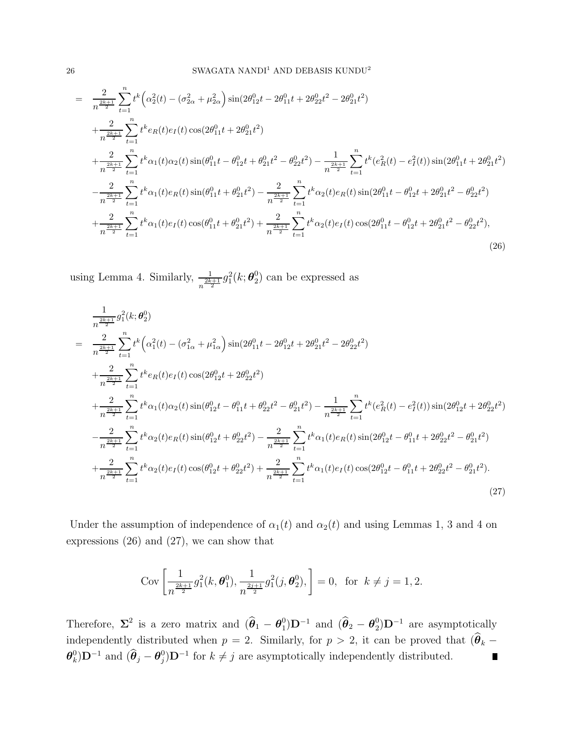$$
\begin{aligned}
= & \frac{2}{n^{\frac{2k+1}{2}}} \sum_{t=1}^{n} t^k \Big( \alpha_2^2(t) - (\sigma_{2\alpha}^2 + \mu_{2\alpha}^2 \Big) \sin(2\theta_{12}^0 t - 2\theta_{11}^0 t + 2\theta_{22}^0 t^2 - 2\theta_{21}^0 t^2) \\
& + \frac{2}{n^{\frac{2k+1}{2}}} \sum_{t=1}^{n} t^k e_R(t) e_I(t) \cos(2\theta_{11}^0 t + 2\theta_{21}^0 t^2) \\
& + \frac{2}{n^{\frac{2k+1}{2}}} \sum_{t=1}^{n} t^k \alpha_1(t)\alpha_2(t) \sin(\theta_{11}^0 t - \theta_{12}^0 t + \theta_{21}^0 t^2 - \theta_{22}^0 t^2) - \frac{1}{n^{\frac{2k+1}{2}}} \sum_{t=1}^{n} t^k (e_R^2(t) - e_I^2(t)) \sin(2\theta_{11}^0 t + 2\theta_{21}^0 t^2) \\
& - \frac{2}{n^{\frac{2k+1}{2}}} \sum_{t=1}^{n} t^k \alpha_1(t) e_R(t) \sin(\theta_{11}^0 t + \theta_{21}^0 t^2) - \frac{2}{n^{\frac{2k+1}{2}}} \sum_{t=1}^{n} t^k \alpha_2(t) e_R(t) \sin(2\theta_{11}^0 t - \theta_{12}^0 t + 2\theta_{21}^0 t^2 - \theta_{22}^0 t^2) \\
& + \frac{2}{n^{\frac{2k+1}{2}}} \sum_{t=1}^{n} t^k \alpha_1(t) e_I(t) \cos(\theta_{11}^0 t + \theta_{21}^0 t^2) + \frac{2}{n^{\frac{2k+1}{2}}} \sum_{t=1}^{n} t^k \alpha_2(t) e_I(t) \cos(2\theta_{11}^0 t - \theta_{12}^0 t + 2\theta_{21}^0 t^2 - \theta_{22}^0 t^2),
\end{aligned}
\tag{26}
$$

using Lemma 4. Similarly, $\frac{1}{n^{\frac{2k+1}{2}}} g_1^2(k; \boldsymbol{\theta}_2^0)$ can be expressed as

$$
\begin{aligned}
& \frac{1}{n^{\frac{2k+1}{2}}} g_1^2(k; \boldsymbol{\theta}_2^0) \\
= & \frac{2}{n^{\frac{2k+1}{2}}} \sum_{t=1}^{n} t^k \Big( \alpha_1^2(t) - (\sigma_{1\alpha}^2 + \mu_{1\alpha}^2 \Big) \sin(2\theta_{11}^0 t - 2\theta_{12}^0 t + 2\theta_{21}^0 t^2 - 2\theta_{22}^0 t^2) \\
& + \frac{2}{n^{\frac{2k+1}{2}}} \sum_{t=1}^{n} t^k e_R(t) e_I(t) \cos(2\theta_{12}^0 t + 2\theta_{22}^0 t^2) \\
& + \frac{2}{n^{\frac{2k+1}{2}}} \sum_{t=1}^{n} t^k \alpha_1(t)\alpha_2(t) \sin(\theta_{12}^0 t - \theta_{11}^0 t + \theta_{22}^0 t^2 - \theta_{21}^0 t^2) - \frac{1}{n^{\frac{2k+1}{2}}} \sum_{t=1}^{n} t^k (e_R^2(t) - e_I^2(t)) \sin(2\theta_{12}^0 t + 2\theta_{22}^0 t^2) \\
& - \frac{2}{n^{\frac{2k+1}{2}}} \sum_{t=1}^{n} t^k \alpha_2(t) e_R(t) \sin(\theta_{12}^0 t + \theta_{22}^0 t^2) - \frac{2}{n^{\frac{2k+1}{2}}} \sum_{t=1}^{n} t^k \alpha_1(t) e_R(t) \sin(2\theta_{12}^0 t - \theta_{11}^0 t + 2\theta_{22}^0 t^2 - \theta_{21}^0 t^2) \\
& + \frac{2}{n^{\frac{2k+1}{2}}} \sum_{t=1}^{n} t^k \alpha_2(t) e_I(t) \cos(\theta_{12}^0 t + \theta_{22}^0 t^2) + \frac{2}{n^{\frac{2k+1}{2}}} \sum_{t=1}^{n} t^k \alpha_1(t) e_I(t) \cos(2\theta_{12}^0 t - \theta_{11}^0 t + 2\theta_{22}^0 t^2 - \theta_{21}^0 t^2).
\end{aligned}
\tag{27}
$$

Under the assumption of independence of $\alpha_1(t)$ and $\alpha_2(t)$ and using Lemmas 1, 3 and 4 on expressions (26) and (27), we can show that

$$
\text{Cov}\left[ \frac{1}{n^{\frac{2k+1}{2}}} g_1^2(k, \boldsymbol{\theta}_1^0), \frac{1}{n^{\frac{2j+1}{2}}} g_1^2(j, \boldsymbol{\theta}_2^0), \right] = 0, \text{ for } k \neq j = 1, 2.
$$

Therefore, $\boldsymbol{\Sigma}^2$ is a zero matrix and $(\widehat{\boldsymbol{\theta}}_1 - \boldsymbol{\theta}_1^0)\mathbf{D}^{-1}$ and $(\widehat{\boldsymbol{\theta}}_2 - \boldsymbol{\theta}_2^0)\mathbf{D}^{-1}$ are asymptotically independently distributed when $p = 2$. Similarly, for $p > 2$, it can be proved that $(\widehat{\boldsymbol{\theta}}_k - \boldsymbol{\theta}_k^0)\mathbf{D}^{-1}$ and $(\widehat{\boldsymbol{\theta}}_j - \boldsymbol{\theta}_j^0)\mathbf{D}^{-1}$ for $k \neq j$ are asymptotically independently distributed. ∎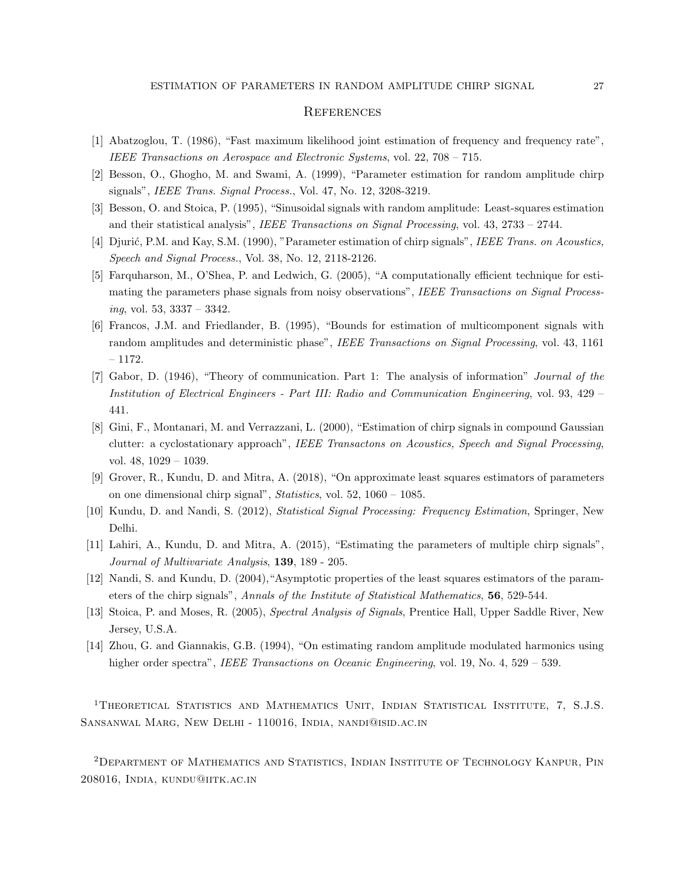## References

[1] Abatzoglou, T. (1986), "Fast maximum likelihood joint estimation of frequency and frequency rate", *IEEE Transactions on Aerospace and Electronic Systems*, vol. 22, 708 – 715.

[2] Besson, O., Ghogho, M. and Swami, A. (1999), "Parameter estimation for random amplitude chirp signals", *IEEE Trans. Signal Process.*, Vol. 47, No. 12, 3208-3219.

[3] Besson, O. and Stoica, P. (1995), "Sinusoidal signals with random amplitude: Least-squares estimation and their statistical analysis", *IEEE Transactions on Signal Processing*, vol. 43, 2733 – 2744.

[4] Djurić, P.M. and Kay, S.M. (1990), "Parameter estimation of chirp signals", *IEEE Trans. on Acoustics, Speech and Signal Process.*, Vol. 38, No. 12, 2118-2126.

[5] Farquharson, M., O'Shea, P. and Ledwich, G. (2005), "A computationally efficient technique for estimating the parameters phase signals from noisy observations", *IEEE Transactions on Signal Processing*, vol. 53, 3337 – 3342.

[6] Francos, J.M. and Friedlander, B. (1995), "Bounds for estimation of multicomponent signals with random amplitudes and deterministic phase", *IEEE Transactions on Signal Processing*, vol. 43, 1161 – 1172.

[7] Gabor, D. (1946), "Theory of communication. Part 1: The analysis of information" *Journal of the Institution of Electrical Engineers - Part III: Radio and Communication Engineering*, vol. 93, 429 – 441.

[8] Gini, F., Montanari, M. and Verrazzani, L. (2000), "Estimation of chirp signals in compound Gaussian clutter: a cyclostationary approach", *IEEE Transactons on Acoustics, Speech and Signal Processing*, vol. 48, 1029 – 1039.

[9] Grover, R., Kundu, D. and Mitra, A. (2018), "On approximate least squares estimators of parameters on one dimensional chirp signal", *Statistics*, vol. 52, 1060 – 1085.

[10] Kundu, D. and Nandi, S. (2012), *Statistical Signal Processing: Frequency Estimation*, Springer, New Delhi.

[11] Lahiri, A., Kundu, D. and Mitra, A. (2015), "Estimating the parameters of multiple chirp signals", *Journal of Multivariate Analysis*, **139**, 189 - 205.

[12] Nandi, S. and Kundu, D. (2004),"Asymptotic properties of the least squares estimators of the parameters of the chirp signals", *Annals of the Institute of Statistical Mathematics*, **56**, 529-544.

[13] Stoica, P. and Moses, R. (2005), *Spectral Analysis of Signals*, Prentice Hall, Upper Saddle River, New Jersey, U.S.A.

[14] Zhou, G. and Giannakis, G.B. (1994), "On estimating random amplitude modulated harmonics using higher order spectra", *IEEE Transactions on Oceanic Engineering*, vol. 19, No. 4, 529 – 539.

[1]Theoretical Statistics and Mathematics Unit, Indian Statistical Institute, 7, S.J.S. Sansanwal Marg, New Delhi - 110016, India, nandi@isid.ac.in

[2]Department of Mathematics and Statistics, Indian Institute of Technology Kanpur, Pin 208016, India, kundu@iitk.ac.in